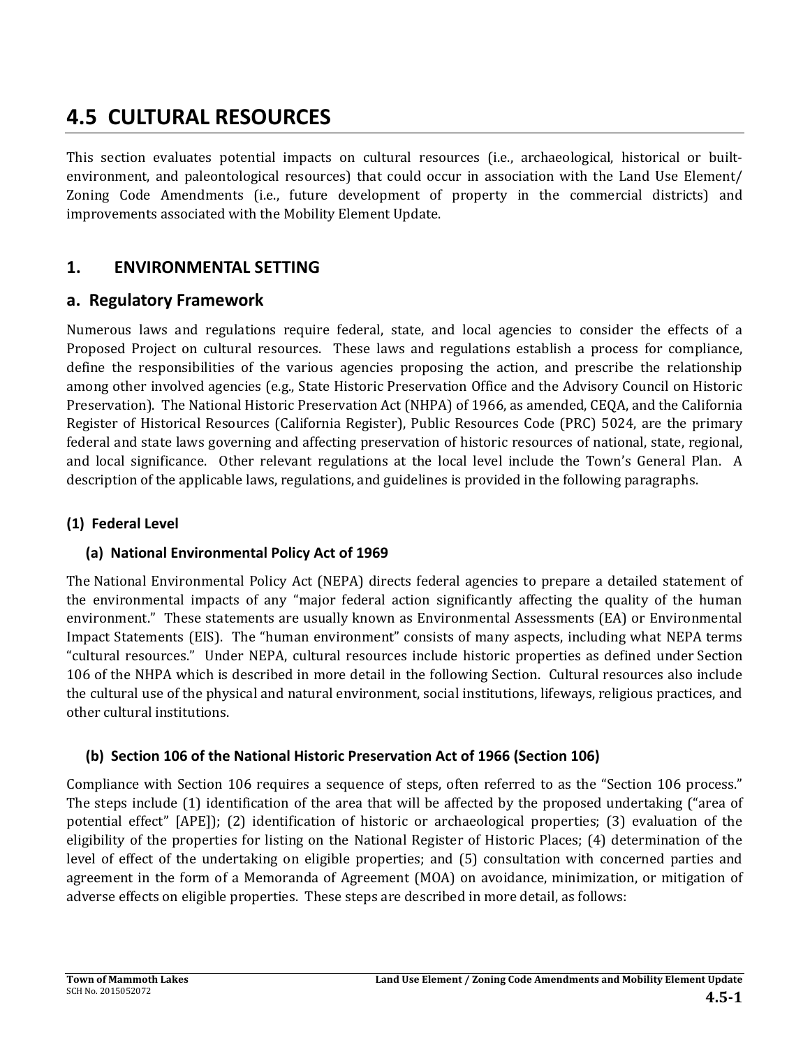# 4.5 CULTURAL RESOURCES

This section evaluates potential impacts on cultural resources (i.e., archaeological, historical or built-environment, and paleontological resources) that could occur in association with the Land Use Element/ Zoning Code Amendments (i.e., future development of property in the commercial districts) and improvements associated with the Mobility Element Update.

## 1. ENVIRONMENTAL SETTING

### a. Regulatory Framework

Numerous laws and regulations require federal, state, and local agencies to consider the effects of a Proposed Project on cultural resources. These laws and regulations establish a process for compliance, define the responsibilities of the various agencies proposing the action, and prescribe the relationship among other involved agencies (e.g., State Historic Preservation Office and the Advisory Council on Historic Preservation). The National Historic Preservation Act (NHPA) of 1966, as amended, CEQA, and the California Register of Historical Resources (California Register), Public Resources Code (PRC) 5024, are the primary federal and state laws governing and affecting preservation of historic resources of national, state, regional, and local significance. Other relevant regulations at the local level include the Town's General Plan. A description of the applicable laws, regulations, and guidelines is provided in the following paragraphs.

#### (1) Federal Level

##### (a) National Environmental Policy Act of 1969

The National Environmental Policy Act (NEPA) directs federal agencies to prepare a detailed statement of the environmental impacts of any "major federal action significantly affecting the quality of the human environment." These statements are usually known as Environmental Assessments (EA) or Environmental Impact Statements (EIS). The "human environment" consists of many aspects, including what NEPA terms "cultural resources." Under NEPA, cultural resources include historic properties as defined under Section 106 of the NHPA which is described in more detail in the following Section. Cultural resources also include the cultural use of the physical and natural environment, social institutions, lifeways, religious practices, and other cultural institutions.

##### (b) Section 106 of the National Historic Preservation Act of 1966 (Section 106)

Compliance with Section 106 requires a sequence of steps, often referred to as the "Section 106 process." The steps include (1) identification of the area that will be affected by the proposed undertaking ("area of potential effect" [APE]); (2) identification of historic or archaeological properties; (3) evaluation of the eligibility of the properties for listing on the National Register of Historic Places; (4) determination of the level of effect of the undertaking on eligible properties; and (5) consultation with concerned parties and agreement in the form of a Memoranda of Agreement (MOA) on avoidance, minimization, or mitigation of adverse effects on eligible properties. These steps are described in more detail, as follows: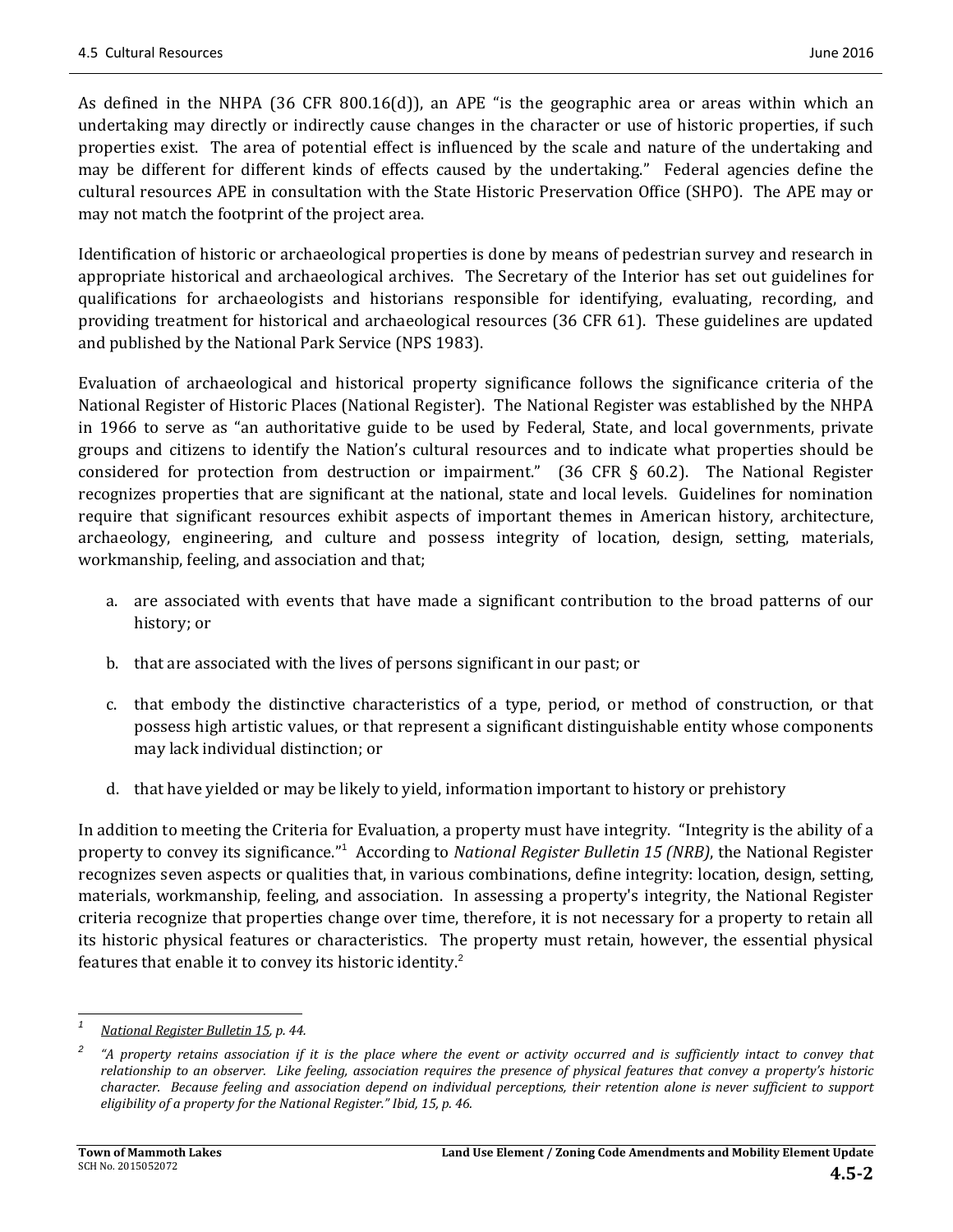As defined in the NHPA (36 CFR 800.16(d)), an APE "is the geographic area or areas within which an undertaking may directly or indirectly cause changes in the character or use of historic properties, if such properties exist. The area of potential effect is influenced by the scale and nature of the undertaking and may be different for different kinds of effects caused by the undertaking." Federal agencies define the cultural resources APE in consultation with the State Historic Preservation Office (SHPO). The APE may or may not match the footprint of the project area.

Identification of historic or archaeological properties is done by means of pedestrian survey and research in appropriate historical and archaeological archives. The Secretary of the Interior has set out guidelines for qualifications for archaeologists and historians responsible for identifying, evaluating, recording, and providing treatment for historical and archaeological resources (36 CFR 61). These guidelines are updated and published by the National Park Service (NPS 1983).

Evaluation of archaeological and historical property significance follows the significance criteria of the National Register of Historic Places (National Register). The National Register was established by the NHPA in 1966 to serve as "an authoritative guide to be used by Federal, State, and local governments, private groups and citizens to identify the Nation's cultural resources and to indicate what properties should be considered for protection from destruction or impairment." (36 CFR § 60.2). The National Register recognizes properties that are significant at the national, state and local levels. Guidelines for nomination require that significant resources exhibit aspects of important themes in American history, architecture, archaeology, engineering, and culture and possess integrity of location, design, setting, materials, workmanship, feeling, and association and that;

a. are associated with events that have made a significant contribution to the broad patterns of our history; or

b. that are associated with the lives of persons significant in our past; or

c. that embody the distinctive characteristics of a type, period, or method of construction, or that possess high artistic values, or that represent a significant distinguishable entity whose components may lack individual distinction; or

d. that have yielded or may be likely to yield, information important to history or prehistory

In addition to meeting the Criteria for Evaluation, a property must have integrity. "Integrity is the ability of a property to convey its significance."[1] According to *National Register Bulletin 15 (NRB)*, the National Register recognizes seven aspects or qualities that, in various combinations, define integrity: location, design, setting, materials, workmanship, feeling, and association. In assessing a property's integrity, the National Register criteria recognize that properties change over time, therefore, it is not necessary for a property to retain all its historic physical features or characteristics. The property must retain, however, the essential physical features that enable it to convey its historic identity.[2]

---

[1] *National Register Bulletin 15, p. 44.*

[2] *"A property retains association if it is the place where the event or activity occurred and is sufficiently intact to convey that relationship to an observer. Like feeling, association requires the presence of physical features that convey a property's historic character. Because feeling and association depend on individual perceptions, their retention alone is never sufficient to support eligibility of a property for the National Register." Ibid, 15, p. 46.*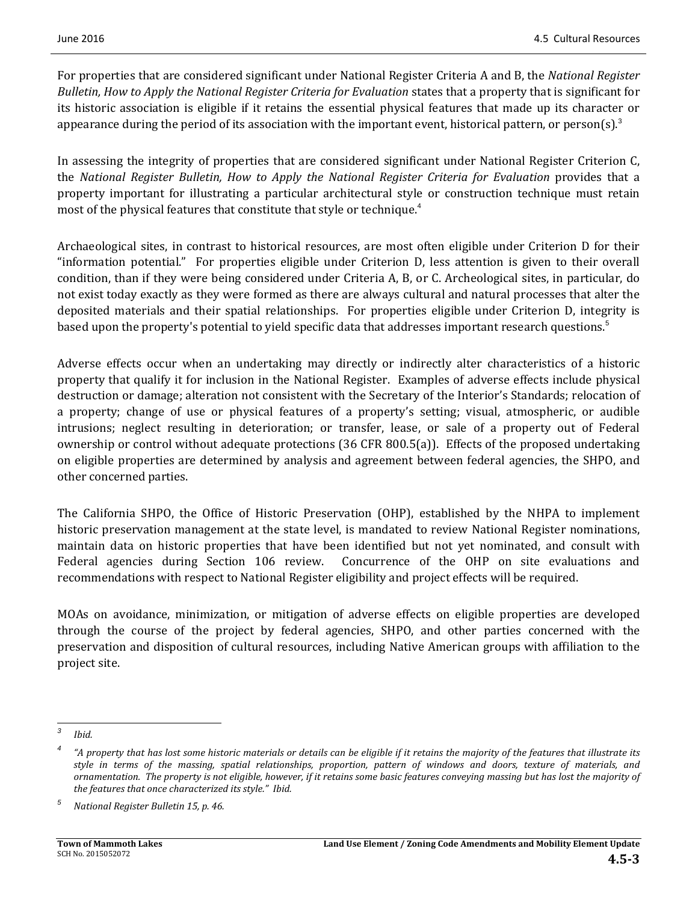For properties that are considered significant under National Register Criteria A and B, the *National Register Bulletin, How to Apply the National Register Criteria for Evaluation* states that a property that is significant for its historic association is eligible if it retains the essential physical features that made up its character or appearance during the period of its association with the important event, historical pattern, or person(s).[3]

In assessing the integrity of properties that are considered significant under National Register Criterion C, the *National Register Bulletin, How to Apply the National Register Criteria for Evaluation* provides that a property important for illustrating a particular architectural style or construction technique must retain most of the physical features that constitute that style or technique.[4]

Archaeological sites, in contrast to historical resources, are most often eligible under Criterion D for their "information potential." For properties eligible under Criterion D, less attention is given to their overall condition, than if they were being considered under Criteria A, B, or C. Archeological sites, in particular, do not exist today exactly as they were formed as there are always cultural and natural processes that alter the deposited materials and their spatial relationships. For properties eligible under Criterion D, integrity is based upon the property's potential to yield specific data that addresses important research questions.[5]

Adverse effects occur when an undertaking may directly or indirectly alter characteristics of a historic property that qualify it for inclusion in the National Register. Examples of adverse effects include physical destruction or damage; alteration not consistent with the Secretary of the Interior's Standards; relocation of a property; change of use or physical features of a property's setting; visual, atmospheric, or audible intrusions; neglect resulting in deterioration; or transfer, lease, or sale of a property out of Federal ownership or control without adequate protections (36 CFR 800.5(a)). Effects of the proposed undertaking on eligible properties are determined by analysis and agreement between federal agencies, the SHPO, and other concerned parties.

The California SHPO, the Office of Historic Preservation (OHP), established by the NHPA to implement historic preservation management at the state level, is mandated to review National Register nominations, maintain data on historic properties that have been identified but not yet nominated, and consult with Federal agencies during Section 106 review. Concurrence of the OHP on site evaluations and recommendations with respect to National Register eligibility and project effects will be required.

MOAs on avoidance, minimization, or mitigation of adverse effects on eligible properties are developed through the course of the project by federal agencies, SHPO, and other parties concerned with the preservation and disposition of cultural resources, including Native American groups with affiliation to the project site.

---

[3] *Ibid.*

[4] *"A property that has lost some historic materials or details can be eligible if it retains the majority of the features that illustrate its style in terms of the massing, spatial relationships, proportion, pattern of windows and doors, texture of materials, and ornamentation. The property is not eligible, however, if it retains some basic features conveying massing but has lost the majority of the features that once characterized its style." Ibid.*

[5] *National Register Bulletin 15, p. 46.*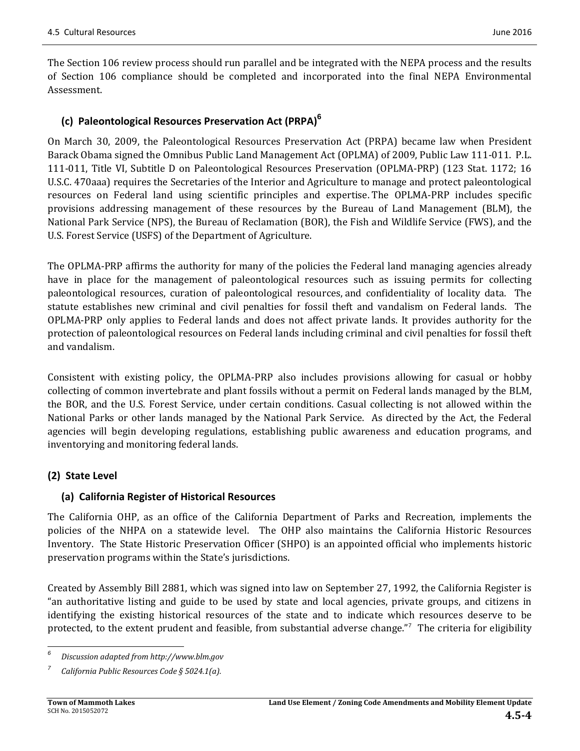The Section 106 review process should run parallel and be integrated with the NEPA process and the results of Section 106 compliance should be completed and incorporated into the final NEPA Environmental Assessment.

### (c) Paleontological Resources Preservation Act (PRPA)[6]

On March 30, 2009, the Paleontological Resources Preservation Act (PRPA) became law when President Barack Obama signed the Omnibus Public Land Management Act (OPLMA) of 2009, Public Law 111-011. P.L. 111-011, Title VI, Subtitle D on Paleontological Resources Preservation (OPLMA-PRP) (123 Stat. 1172; 16 U.S.C. 470aaa) requires the Secretaries of the Interior and Agriculture to manage and protect paleontological resources on Federal land using scientific principles and expertise. The OPLMA-PRP includes specific provisions addressing management of these resources by the Bureau of Land Management (BLM), the National Park Service (NPS), the Bureau of Reclamation (BOR), the Fish and Wildlife Service (FWS), and the U.S. Forest Service (USFS) of the Department of Agriculture.

The OPLMA-PRP affirms the authority for many of the policies the Federal land managing agencies already have in place for the management of paleontological resources such as issuing permits for collecting paleontological resources, curation of paleontological resources, and confidentiality of locality data. The statute establishes new criminal and civil penalties for fossil theft and vandalism on Federal lands. The OPLMA-PRP only applies to Federal lands and does not affect private lands. It provides authority for the protection of paleontological resources on Federal lands including criminal and civil penalties for fossil theft and vandalism.

Consistent with existing policy, the OPLMA-PRP also includes provisions allowing for casual or hobby collecting of common invertebrate and plant fossils without a permit on Federal lands managed by the BLM, the BOR, and the U.S. Forest Service, under certain conditions. Casual collecting is not allowed within the National Parks or other lands managed by the National Park Service. As directed by the Act, the Federal agencies will begin developing regulations, establishing public awareness and education programs, and inventorying and monitoring federal lands.

## (2) State Level

### (a) California Register of Historical Resources

The California OHP, as an office of the California Department of Parks and Recreation, implements the policies of the NHPA on a statewide level. The OHP also maintains the California Historic Resources Inventory. The State Historic Preservation Officer (SHPO) is an appointed official who implements historic preservation programs within the State's jurisdictions.

Created by Assembly Bill 2881, which was signed into law on September 27, 1992, the California Register is "an authoritative listing and guide to be used by state and local agencies, private groups, and citizens in identifying the existing historical resources of the state and to indicate which resources deserve to be protected, to the extent prudent and feasible, from substantial adverse change."[7] The criteria for eligibility

---

[6] *Discussion adapted from http://www.blm.gov*

[7] *California Public Resources Code § 5024.1(a).*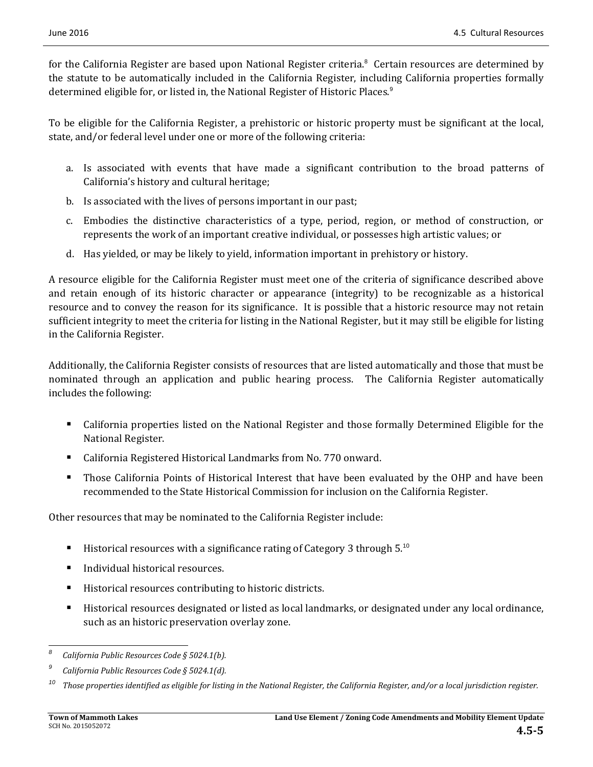for the California Register are based upon National Register criteria.[8] Certain resources are determined by the statute to be automatically included in the California Register, including California properties formally determined eligible for, or listed in, the National Register of Historic Places.[9]

To be eligible for the California Register, a prehistoric or historic property must be significant at the local, state, and/or federal level under one or more of the following criteria:

a. Is associated with events that have made a significant contribution to the broad patterns of California's history and cultural heritage;
b. Is associated with the lives of persons important in our past;
c. Embodies the distinctive characteristics of a type, period, region, or method of construction, or represents the work of an important creative individual, or possesses high artistic values; or
d. Has yielded, or may be likely to yield, information important in prehistory or history.

A resource eligible for the California Register must meet one of the criteria of significance described above and retain enough of its historic character or appearance (integrity) to be recognizable as a historical resource and to convey the reason for its significance. It is possible that a historic resource may not retain sufficient integrity to meet the criteria for listing in the National Register, but it may still be eligible for listing in the California Register.

Additionally, the California Register consists of resources that are listed automatically and those that must be nominated through an application and public hearing process. The California Register automatically includes the following:

- California properties listed on the National Register and those formally Determined Eligible for the National Register.
- California Registered Historical Landmarks from No. 770 onward.
- Those California Points of Historical Interest that have been evaluated by the OHP and have been recommended to the State Historical Commission for inclusion on the California Register.

Other resources that may be nominated to the California Register include:

- Historical resources with a significance rating of Category 3 through 5.[10]
- Individual historical resources.
- Historical resources contributing to historic districts.
- Historical resources designated or listed as local landmarks, or designated under any local ordinance, such as an historic preservation overlay zone.

---

[8] *California Public Resources Code § 5024.1(b).*

[9] *California Public Resources Code § 5024.1(d).*

[10] *Those properties identified as eligible for listing in the National Register, the California Register, and/or a local jurisdiction register.*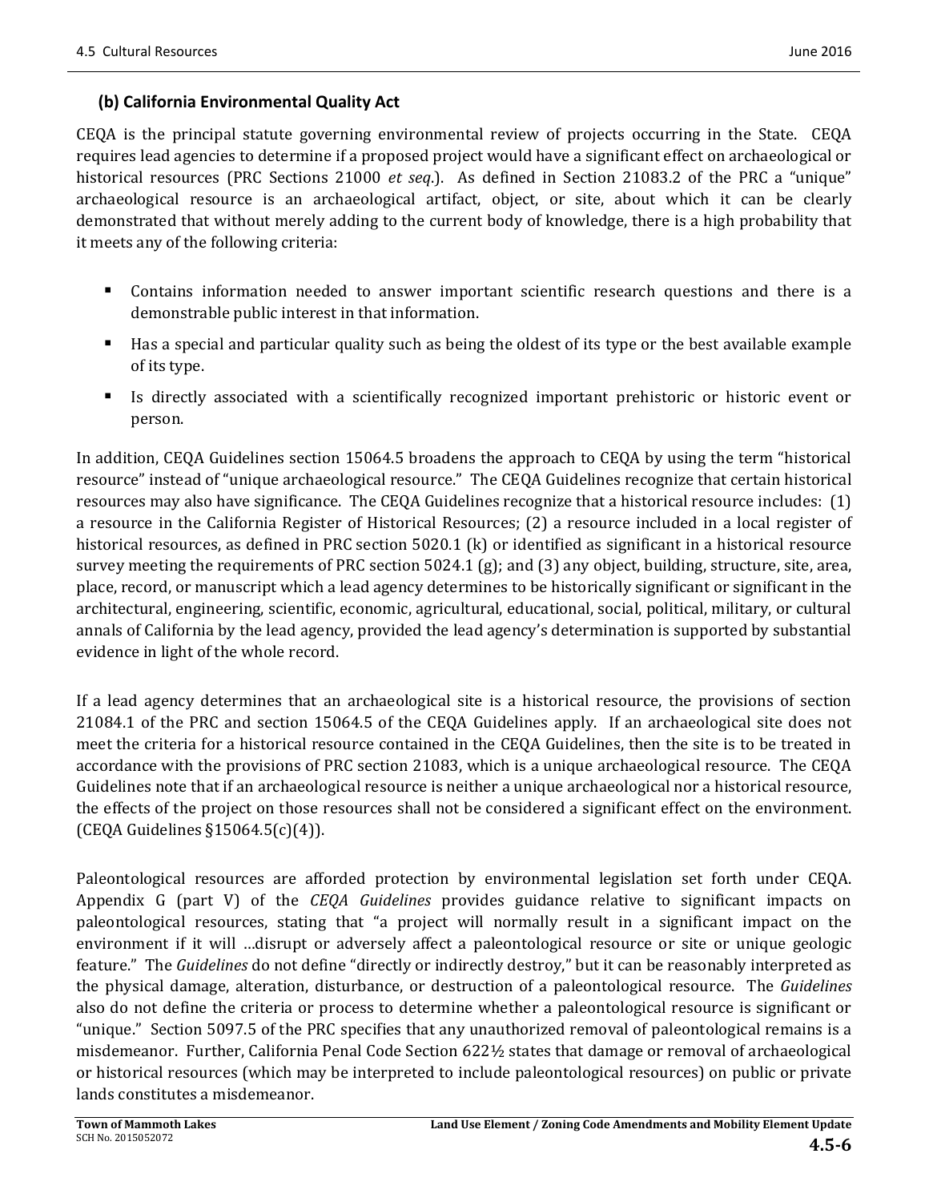### (b) California Environmental Quality Act

CEQA is the principal statute governing environmental review of projects occurring in the State. CEQA requires lead agencies to determine if a proposed project would have a significant effect on archaeological or historical resources (PRC Sections 21000 *et seq*.). As defined in Section 21083.2 of the PRC a "unique" archaeological resource is an archaeological artifact, object, or site, about which it can be clearly demonstrated that without merely adding to the current body of knowledge, there is a high probability that it meets any of the following criteria:

- Contains information needed to answer important scientific research questions and there is a demonstrable public interest in that information.
- Has a special and particular quality such as being the oldest of its type or the best available example of its type.
- Is directly associated with a scientifically recognized important prehistoric or historic event or person.

In addition, CEQA Guidelines section 15064.5 broadens the approach to CEQA by using the term "historical resource" instead of "unique archaeological resource." The CEQA Guidelines recognize that certain historical resources may also have significance. The CEQA Guidelines recognize that a historical resource includes: (1) a resource in the California Register of Historical Resources; (2) a resource included in a local register of historical resources, as defined in PRC section 5020.1 (k) or identified as significant in a historical resource survey meeting the requirements of PRC section 5024.1 (g); and (3) any object, building, structure, site, area, place, record, or manuscript which a lead agency determines to be historically significant or significant in the architectural, engineering, scientific, economic, agricultural, educational, social, political, military, or cultural annals of California by the lead agency, provided the lead agency's determination is supported by substantial evidence in light of the whole record.

If a lead agency determines that an archaeological site is a historical resource, the provisions of section 21084.1 of the PRC and section 15064.5 of the CEQA Guidelines apply. If an archaeological site does not meet the criteria for a historical resource contained in the CEQA Guidelines, then the site is to be treated in accordance with the provisions of PRC section 21083, which is a unique archaeological resource. The CEQA Guidelines note that if an archaeological resource is neither a unique archaeological nor a historical resource, the effects of the project on those resources shall not be considered a significant effect on the environment. (CEQA Guidelines §15064.5(c)(4)).

Paleontological resources are afforded protection by environmental legislation set forth under CEQA. Appendix G (part V) of the *CEQA Guidelines* provides guidance relative to significant impacts on paleontological resources, stating that "a project will normally result in a significant impact on the environment if it will …disrupt or adversely affect a paleontological resource or site or unique geologic feature." The *Guidelines* do not define "directly or indirectly destroy," but it can be reasonably interpreted as the physical damage, alteration, disturbance, or destruction of a paleontological resource. The *Guidelines* also do not define the criteria or process to determine whether a paleontological resource is significant or "unique." Section 5097.5 of the PRC specifies that any unauthorized removal of paleontological remains is a misdemeanor. Further, California Penal Code Section 622½ states that damage or removal of archaeological or historical resources (which may be interpreted to include paleontological resources) on public or private lands constitutes a misdemeanor.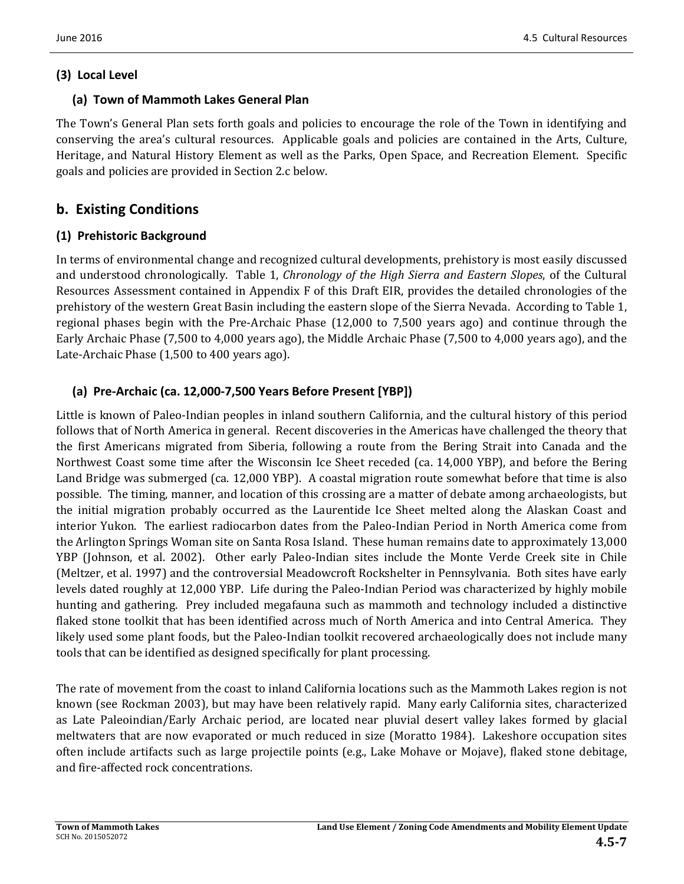### (3) Local Level

#### (a) Town of Mammoth Lakes General Plan

The Town's General Plan sets forth goals and policies to encourage the role of the Town in identifying and conserving the area's cultural resources. Applicable goals and policies are contained in the Arts, Culture, Heritage, and Natural History Element as well as the Parks, Open Space, and Recreation Element. Specific goals and policies are provided in Section 2.c below.

## b. Existing Conditions

### (1) Prehistoric Background

In terms of environmental change and recognized cultural developments, prehistory is most easily discussed and understood chronologically. Table 1, *Chronology of the High Sierra and Eastern Slopes*, of the Cultural Resources Assessment contained in Appendix F of this Draft EIR, provides the detailed chronologies of the prehistory of the western Great Basin including the eastern slope of the Sierra Nevada. According to Table 1, regional phases begin with the Pre-Archaic Phase (12,000 to 7,500 years ago) and continue through the Early Archaic Phase (7,500 to 4,000 years ago), the Middle Archaic Phase (7,500 to 4,000 years ago), and the Late-Archaic Phase (1,500 to 400 years ago).

#### (a) Pre-Archaic (ca. 12,000-7,500 Years Before Present [YBP])

Little is known of Paleo-Indian peoples in inland southern California, and the cultural history of this period follows that of North America in general. Recent discoveries in the Americas have challenged the theory that the first Americans migrated from Siberia, following a route from the Bering Strait into Canada and the Northwest Coast some time after the Wisconsin Ice Sheet receded (ca. 14,000 YBP), and before the Bering Land Bridge was submerged (ca. 12,000 YBP). A coastal migration route somewhat before that time is also possible. The timing, manner, and location of this crossing are a matter of debate among archaeologists, but the initial migration probably occurred as the Laurentide Ice Sheet melted along the Alaskan Coast and interior Yukon. The earliest radiocarbon dates from the Paleo-Indian Period in North America come from the Arlington Springs Woman site on Santa Rosa Island. These human remains date to approximately 13,000 YBP (Johnson, et al. 2002). Other early Paleo-Indian sites include the Monte Verde Creek site in Chile (Meltzer, et al. 1997) and the controversial Meadowcroft Rockshelter in Pennsylvania. Both sites have early levels dated roughly at 12,000 YBP. Life during the Paleo-Indian Period was characterized by highly mobile hunting and gathering. Prey included megafauna such as mammoth and technology included a distinctive flaked stone toolkit that has been identified across much of North America and into Central America. They likely used some plant foods, but the Paleo-Indian toolkit recovered archaeologically does not include many tools that can be identified as designed specifically for plant processing.

The rate of movement from the coast to inland California locations such as the Mammoth Lakes region is not known (see Rockman 2003), but may have been relatively rapid. Many early California sites, characterized as Late Paleoindian/Early Archaic period, are located near pluvial desert valley lakes formed by glacial meltwaters that are now evaporated or much reduced in size (Moratto 1984). Lakeshore occupation sites often include artifacts such as large projectile points (e.g., Lake Mohave or Mojave), flaked stone debitage, and fire-affected rock concentrations.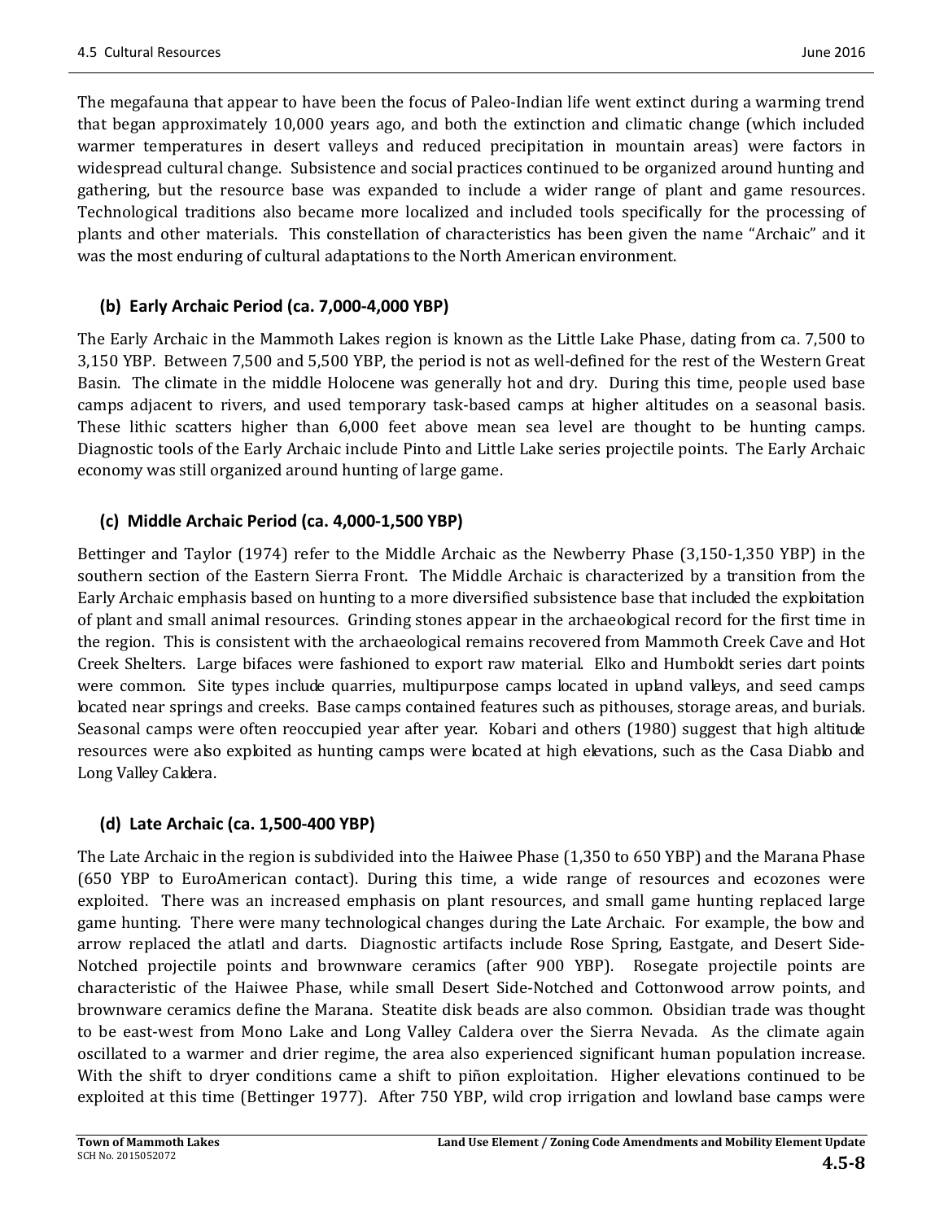The megafauna that appear to have been the focus of Paleo-Indian life went extinct during a warming trend that began approximately 10,000 years ago, and both the extinction and climatic change (which included warmer temperatures in desert valleys and reduced precipitation in mountain areas) were factors in widespread cultural change. Subsistence and social practices continued to be organized around hunting and gathering, but the resource base was expanded to include a wider range of plant and game resources. Technological traditions also became more localized and included tools specifically for the processing of plants and other materials. This constellation of characteristics has been given the name "Archaic" and it was the most enduring of cultural adaptations to the North American environment.

### (b) Early Archaic Period (ca. 7,000-4,000 YBP)

The Early Archaic in the Mammoth Lakes region is known as the Little Lake Phase, dating from ca. 7,500 to 3,150 YBP. Between 7,500 and 5,500 YBP, the period is not as well-defined for the rest of the Western Great Basin. The climate in the middle Holocene was generally hot and dry. During this time, people used base camps adjacent to rivers, and used temporary task-based camps at higher altitudes on a seasonal basis. These lithic scatters higher than 6,000 feet above mean sea level are thought to be hunting camps. Diagnostic tools of the Early Archaic include Pinto and Little Lake series projectile points. The Early Archaic economy was still organized around hunting of large game.

### (c) Middle Archaic Period (ca. 4,000-1,500 YBP)

Bettinger and Taylor (1974) refer to the Middle Archaic as the Newberry Phase (3,150-1,350 YBP) in the southern section of the Eastern Sierra Front. The Middle Archaic is characterized by a transition from the Early Archaic emphasis based on hunting to a more diversified subsistence base that included the exploitation of plant and small animal resources. Grinding stones appear in the archaeological record for the first time in the region. This is consistent with the archaeological remains recovered from Mammoth Creek Cave and Hot Creek Shelters. Large bifaces were fashioned to export raw material. Elko and Humboldt series dart points were common. Site types include quarries, multipurpose camps located in upland valleys, and seed camps located near springs and creeks. Base camps contained features such as pithouses, storage areas, and burials. Seasonal camps were often reoccupied year after year. Kobari and others (1980) suggest that high altitude resources were also exploited as hunting camps were located at high elevations, such as the Casa Diablo and Long Valley Caldera.

### (d) Late Archaic (ca. 1,500-400 YBP)

The Late Archaic in the region is subdivided into the Haiwee Phase (1,350 to 650 YBP) and the Marana Phase (650 YBP to EuroAmerican contact). During this time, a wide range of resources and ecozones were exploited. There was an increased emphasis on plant resources, and small game hunting replaced large game hunting. There were many technological changes during the Late Archaic. For example, the bow and arrow replaced the atlatl and darts. Diagnostic artifacts include Rose Spring, Eastgate, and Desert Side-Notched projectile points and brownware ceramics (after 900 YBP). Rosegate projectile points are characteristic of the Haiwee Phase, while small Desert Side-Notched and Cottonwood arrow points, and brownware ceramics define the Marana. Steatite disk beads are also common. Obsidian trade was thought to be east-west from Mono Lake and Long Valley Caldera over the Sierra Nevada. As the climate again oscillated to a warmer and drier regime, the area also experienced significant human population increase. With the shift to dryer conditions came a shift to piñon exploitation. Higher elevations continued to be exploited at this time (Bettinger 1977). After 750 YBP, wild crop irrigation and lowland base camps were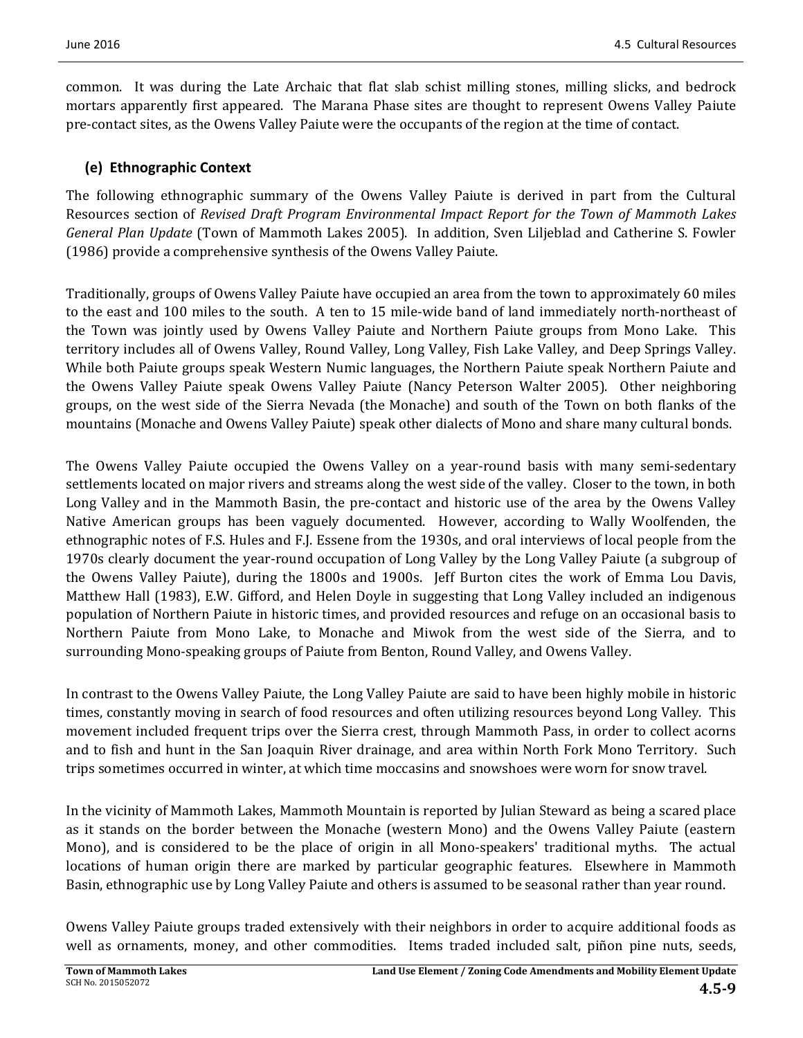common. It was during the Late Archaic that flat slab schist milling stones, milling slicks, and bedrock mortars apparently first appeared. The Marana Phase sites are thought to represent Owens Valley Paiute pre-contact sites, as the Owens Valley Paiute were the occupants of the region at the time of contact.

### (e) Ethnographic Context

The following ethnographic summary of the Owens Valley Paiute is derived in part from the Cultural Resources section of *Revised Draft Program Environmental Impact Report for the Town of Mammoth Lakes General Plan Update* (Town of Mammoth Lakes 2005). In addition, Sven Liljeblad and Catherine S. Fowler (1986) provide a comprehensive synthesis of the Owens Valley Paiute.

Traditionally, groups of Owens Valley Paiute have occupied an area from the town to approximately 60 miles to the east and 100 miles to the south. A ten to 15 mile-wide band of land immediately north-northeast of the Town was jointly used by Owens Valley Paiute and Northern Paiute groups from Mono Lake. This territory includes all of Owens Valley, Round Valley, Long Valley, Fish Lake Valley, and Deep Springs Valley. While both Paiute groups speak Western Numic languages, the Northern Paiute speak Northern Paiute and the Owens Valley Paiute speak Owens Valley Paiute (Nancy Peterson Walter 2005). Other neighboring groups, on the west side of the Sierra Nevada (the Monache) and south of the Town on both flanks of the mountains (Monache and Owens Valley Paiute) speak other dialects of Mono and share many cultural bonds.

The Owens Valley Paiute occupied the Owens Valley on a year-round basis with many semi-sedentary settlements located on major rivers and streams along the west side of the valley. Closer to the town, in both Long Valley and in the Mammoth Basin, the pre-contact and historic use of the area by the Owens Valley Native American groups has been vaguely documented. However, according to Wally Woolfenden, the ethnographic notes of F.S. Hules and F.J. Essene from the 1930s, and oral interviews of local people from the 1970s clearly document the year-round occupation of Long Valley by the Long Valley Paiute (a subgroup of the Owens Valley Paiute), during the 1800s and 1900s. Jeff Burton cites the work of Emma Lou Davis, Matthew Hall (1983), E.W. Gifford, and Helen Doyle in suggesting that Long Valley included an indigenous population of Northern Paiute in historic times, and provided resources and refuge on an occasional basis to Northern Paiute from Mono Lake, to Monache and Miwok from the west side of the Sierra, and to surrounding Mono-speaking groups of Paiute from Benton, Round Valley, and Owens Valley.

In contrast to the Owens Valley Paiute, the Long Valley Paiute are said to have been highly mobile in historic times, constantly moving in search of food resources and often utilizing resources beyond Long Valley. This movement included frequent trips over the Sierra crest, through Mammoth Pass, in order to collect acorns and to fish and hunt in the San Joaquin River drainage, and area within North Fork Mono Territory. Such trips sometimes occurred in winter, at which time moccasins and snowshoes were worn for snow travel.

In the vicinity of Mammoth Lakes, Mammoth Mountain is reported by Julian Steward as being a scared place as it stands on the border between the Monache (western Mono) and the Owens Valley Paiute (eastern Mono), and is considered to be the place of origin in all Mono-speakers' traditional myths. The actual locations of human origin there are marked by particular geographic features. Elsewhere in Mammoth Basin, ethnographic use by Long Valley Paiute and others is assumed to be seasonal rather than year round.

Owens Valley Paiute groups traded extensively with their neighbors in order to acquire additional foods as well as ornaments, money, and other commodities. Items traded included salt, piñon pine nuts, seeds,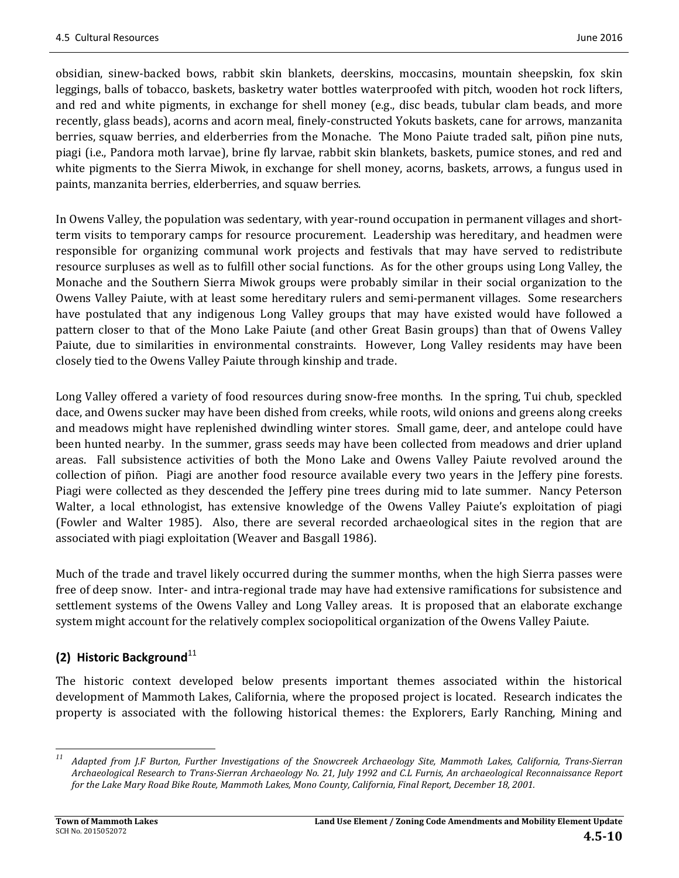obsidian, sinew-backed bows, rabbit skin blankets, deerskins, moccasins, mountain sheepskin, fox skin leggings, balls of tobacco, baskets, basketry water bottles waterproofed with pitch, wooden hot rock lifters, and red and white pigments, in exchange for shell money (e.g., disc beads, tubular clam beads, and more recently, glass beads), acorns and acorn meal, finely-constructed Yokuts baskets, cane for arrows, manzanita berries, squaw berries, and elderberries from the Monache. The Mono Paiute traded salt, piñon pine nuts, piagi (i.e., Pandora moth larvae), brine fly larvae, rabbit skin blankets, baskets, pumice stones, and red and white pigments to the Sierra Miwok, in exchange for shell money, acorns, baskets, arrows, a fungus used in paints, manzanita berries, elderberries, and squaw berries.

In Owens Valley, the population was sedentary, with year-round occupation in permanent villages and short-term visits to temporary camps for resource procurement. Leadership was hereditary, and headmen were responsible for organizing communal work projects and festivals that may have served to redistribute resource surpluses as well as to fulfill other social functions. As for the other groups using Long Valley, the Monache and the Southern Sierra Miwok groups were probably similar in their social organization to the Owens Valley Paiute, with at least some hereditary rulers and semi-permanent villages. Some researchers have postulated that any indigenous Long Valley groups that may have existed would have followed a pattern closer to that of the Mono Lake Paiute (and other Great Basin groups) than that of Owens Valley Paiute, due to similarities in environmental constraints. However, Long Valley residents may have been closely tied to the Owens Valley Paiute through kinship and trade.

Long Valley offered a variety of food resources during snow-free months. In the spring, Tui chub, speckled dace, and Owens sucker may have been dished from creeks, while roots, wild onions and greens along creeks and meadows might have replenished dwindling winter stores. Small game, deer, and antelope could have been hunted nearby. In the summer, grass seeds may have been collected from meadows and drier upland areas. Fall subsistence activities of both the Mono Lake and Owens Valley Paiute revolved around the collection of piñon. Piagi are another food resource available every two years in the Jeffery pine forests. Piagi were collected as they descended the Jeffery pine trees during mid to late summer. Nancy Peterson Walter, a local ethnologist, has extensive knowledge of the Owens Valley Paiute's exploitation of piagi (Fowler and Walter 1985). Also, there are several recorded archaeological sites in the region that are associated with piagi exploitation (Weaver and Basgall 1986).

Much of the trade and travel likely occurred during the summer months, when the high Sierra passes were free of deep snow. Inter- and intra-regional trade may have had extensive ramifications for subsistence and settlement systems of the Owens Valley and Long Valley areas. It is proposed that an elaborate exchange system might account for the relatively complex sociopolitical organization of the Owens Valley Paiute.

### (2) Historic Background[11]

The historic context developed below presents important themes associated within the historical development of Mammoth Lakes, California, where the proposed project is located. Research indicates the property is associated with the following historical themes: the Explorers, Early Ranching, Mining and

---

[11] *Adapted from J.F Burton, Further Investigations of the Snowcreek Archaeology Site, Mammoth Lakes, California, Trans-Sierran Archaeological Research to Trans-Sierran Archaeology No. 21, July 1992 and C.L Furnis, An archaeological Reconnaissance Report for the Lake Mary Road Bike Route, Mammoth Lakes, Mono County, California, Final Report, December 18, 2001.*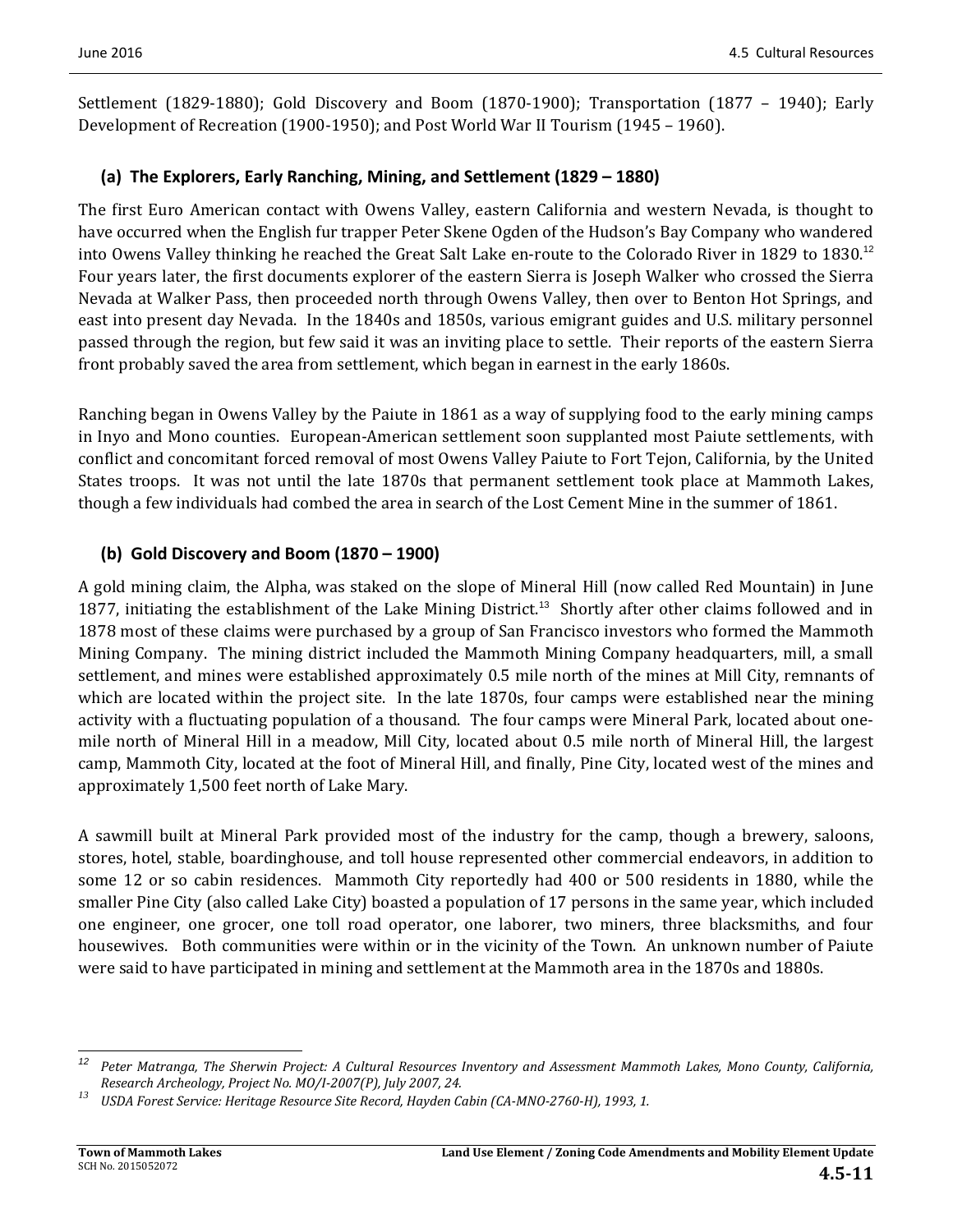Settlement (1829-1880); Gold Discovery and Boom (1870-1900); Transportation (1877 – 1940); Early Development of Recreation (1900-1950); and Post World War II Tourism (1945 – 1960).

### (a) The Explorers, Early Ranching, Mining, and Settlement (1829 – 1880)

The first Euro American contact with Owens Valley, eastern California and western Nevada, is thought to have occurred when the English fur trapper Peter Skene Ogden of the Hudson's Bay Company who wandered into Owens Valley thinking he reached the Great Salt Lake en-route to the Colorado River in 1829 to 1830.[12] Four years later, the first documents explorer of the eastern Sierra is Joseph Walker who crossed the Sierra Nevada at Walker Pass, then proceeded north through Owens Valley, then over to Benton Hot Springs, and east into present day Nevada. In the 1840s and 1850s, various emigrant guides and U.S. military personnel passed through the region, but few said it was an inviting place to settle. Their reports of the eastern Sierra front probably saved the area from settlement, which began in earnest in the early 1860s.

Ranching began in Owens Valley by the Paiute in 1861 as a way of supplying food to the early mining camps in Inyo and Mono counties. European-American settlement soon supplanted most Paiute settlements, with conflict and concomitant forced removal of most Owens Valley Paiute to Fort Tejon, California, by the United States troops. It was not until the late 1870s that permanent settlement took place at Mammoth Lakes, though a few individuals had combed the area in search of the Lost Cement Mine in the summer of 1861.

### (b) Gold Discovery and Boom (1870 – 1900)

A gold mining claim, the Alpha, was staked on the slope of Mineral Hill (now called Red Mountain) in June 1877, initiating the establishment of the Lake Mining District.[13] Shortly after other claims followed and in 1878 most of these claims were purchased by a group of San Francisco investors who formed the Mammoth Mining Company. The mining district included the Mammoth Mining Company headquarters, mill, a small settlement, and mines were established approximately 0.5 mile north of the mines at Mill City, remnants of which are located within the project site. In the late 1870s, four camps were established near the mining activity with a fluctuating population of a thousand. The four camps were Mineral Park, located about one-mile north of Mineral Hill in a meadow, Mill City, located about 0.5 mile north of Mineral Hill, the largest camp, Mammoth City, located at the foot of Mineral Hill, and finally, Pine City, located west of the mines and approximately 1,500 feet north of Lake Mary.

A sawmill built at Mineral Park provided most of the industry for the camp, though a brewery, saloons, stores, hotel, stable, boardinghouse, and toll house represented other commercial endeavors, in addition to some 12 or so cabin residences. Mammoth City reportedly had 400 or 500 residents in 1880, while the smaller Pine City (also called Lake City) boasted a population of 17 persons in the same year, which included one engineer, one grocer, one toll road operator, one laborer, two miners, three blacksmiths, and four housewives. Both communities were within or in the vicinity of the Town. An unknown number of Paiute were said to have participated in mining and settlement at the Mammoth area in the 1870s and 1880s.

---

[12] *Peter Matranga, The Sherwin Project: A Cultural Resources Inventory and Assessment Mammoth Lakes, Mono County, California, Research Archeology, Project No. MO/I-2007(P), July 2007, 24.*

[13] *USDA Forest Service: Heritage Resource Site Record, Hayden Cabin (CA-MNO-2760-H), 1993, 1.*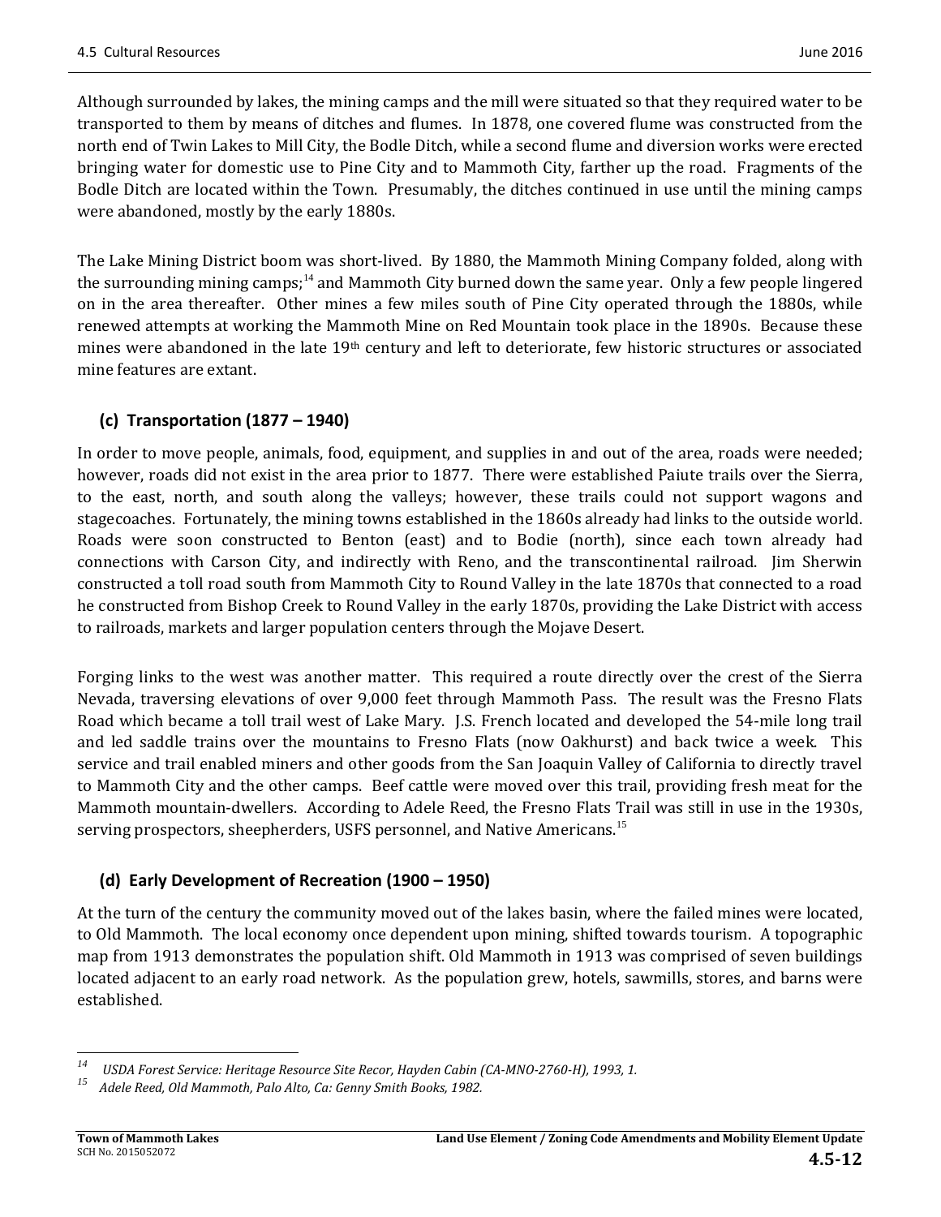Although surrounded by lakes, the mining camps and the mill were situated so that they required water to be transported to them by means of ditches and flumes. In 1878, one covered flume was constructed from the north end of Twin Lakes to Mill City, the Bodle Ditch, while a second flume and diversion works were erected bringing water for domestic use to Pine City and to Mammoth City, farther up the road. Fragments of the Bodle Ditch are located within the Town. Presumably, the ditches continued in use until the mining camps were abandoned, mostly by the early 1880s.

The Lake Mining District boom was short-lived. By 1880, the Mammoth Mining Company folded, along with the surrounding mining camps;[14] and Mammoth City burned down the same year. Only a few people lingered on in the area thereafter. Other mines a few miles south of Pine City operated through the 1880s, while renewed attempts at working the Mammoth Mine on Red Mountain took place in the 1890s. Because these mines were abandoned in the late 19th century and left to deteriorate, few historic structures or associated mine features are extant.

### (c) Transportation (1877 – 1940)

In order to move people, animals, food, equipment, and supplies in and out of the area, roads were needed; however, roads did not exist in the area prior to 1877. There were established Paiute trails over the Sierra, to the east, north, and south along the valleys; however, these trails could not support wagons and stagecoaches. Fortunately, the mining towns established in the 1860s already had links to the outside world. Roads were soon constructed to Benton (east) and to Bodie (north), since each town already had connections with Carson City, and indirectly with Reno, and the transcontinental railroad. Jim Sherwin constructed a toll road south from Mammoth City to Round Valley in the late 1870s that connected to a road he constructed from Bishop Creek to Round Valley in the early 1870s, providing the Lake District with access to railroads, markets and larger population centers through the Mojave Desert.

Forging links to the west was another matter. This required a route directly over the crest of the Sierra Nevada, traversing elevations of over 9,000 feet through Mammoth Pass. The result was the Fresno Flats Road which became a toll trail west of Lake Mary. J.S. French located and developed the 54-mile long trail and led saddle trains over the mountains to Fresno Flats (now Oakhurst) and back twice a week. This service and trail enabled miners and other goods from the San Joaquin Valley of California to directly travel to Mammoth City and the other camps. Beef cattle were moved over this trail, providing fresh meat for the Mammoth mountain-dwellers. According to Adele Reed, the Fresno Flats Trail was still in use in the 1930s, serving prospectors, sheepherders, USFS personnel, and Native Americans.[15]

### (d) Early Development of Recreation (1900 – 1950)

At the turn of the century the community moved out of the lakes basin, where the failed mines were located, to Old Mammoth. The local economy once dependent upon mining, shifted towards tourism. A topographic map from 1913 demonstrates the population shift. Old Mammoth in 1913 was comprised of seven buildings located adjacent to an early road network. As the population grew, hotels, sawmills, stores, and barns were established.

---

[14] *USDA Forest Service: Heritage Resource Site Recor, Hayden Cabin (CA-MNO-2760-H), 1993, 1.*

[15] *Adele Reed, Old Mammoth, Palo Alto, Ca: Genny Smith Books, 1982.*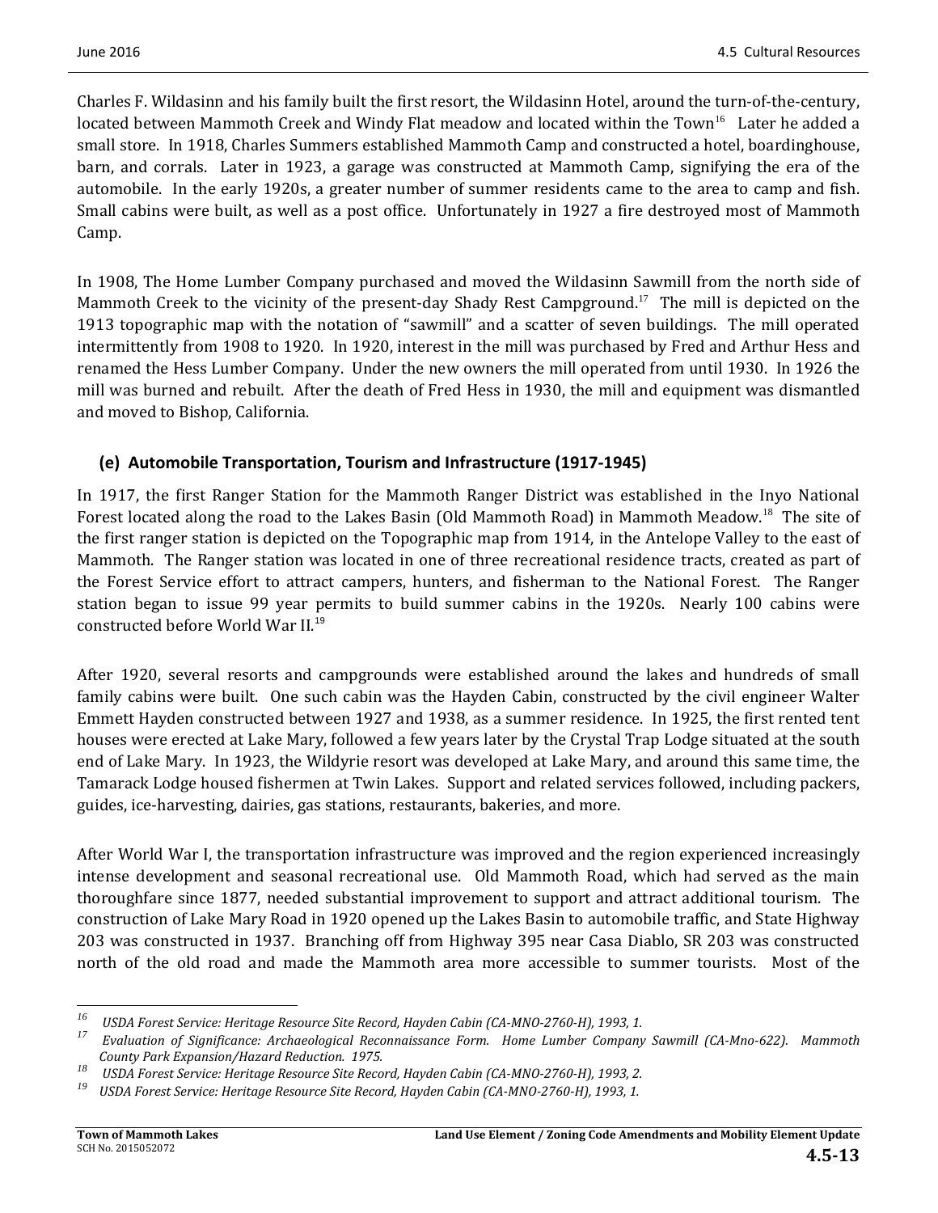Charles F. Wildasinn and his family built the first resort, the Wildasinn Hotel, around the turn-of-the-century, located between Mammoth Creek and Windy Flat meadow and located within the Town[16] Later he added a small store. In 1918, Charles Summers established Mammoth Camp and constructed a hotel, boardinghouse, barn, and corrals. Later in 1923, a garage was constructed at Mammoth Camp, signifying the era of the automobile. In the early 1920s, a greater number of summer residents came to the area to camp and fish. Small cabins were built, as well as a post office. Unfortunately in 1927 a fire destroyed most of Mammoth Camp.

In 1908, The Home Lumber Company purchased and moved the Wildasinn Sawmill from the north side of Mammoth Creek to the vicinity of the present-day Shady Rest Campground.[17] The mill is depicted on the 1913 topographic map with the notation of "sawmill" and a scatter of seven buildings. The mill operated intermittently from 1908 to 1920. In 1920, interest in the mill was purchased by Fred and Arthur Hess and renamed the Hess Lumber Company. Under the new owners the mill operated from until 1930. In 1926 the mill was burned and rebuilt. After the death of Fred Hess in 1930, the mill and equipment was dismantled and moved to Bishop, California.

### (e) Automobile Transportation, Tourism and Infrastructure (1917-1945)

In 1917, the first Ranger Station for the Mammoth Ranger District was established in the Inyo National Forest located along the road to the Lakes Basin (Old Mammoth Road) in Mammoth Meadow.[18] The site of the first ranger station is depicted on the Topographic map from 1914, in the Antelope Valley to the east of Mammoth. The Ranger station was located in one of three recreational residence tracts, created as part of the Forest Service effort to attract campers, hunters, and fisherman to the National Forest. The Ranger station began to issue 99 year permits to build summer cabins in the 1920s. Nearly 100 cabins were constructed before World War II.[19]

After 1920, several resorts and campgrounds were established around the lakes and hundreds of small family cabins were built. One such cabin was the Hayden Cabin, constructed by the civil engineer Walter Emmett Hayden constructed between 1927 and 1938, as a summer residence. In 1925, the first rented tent houses were erected at Lake Mary, followed a few years later by the Crystal Trap Lodge situated at the south end of Lake Mary. In 1923, the Wildyrie resort was developed at Lake Mary, and around this same time, the Tamarack Lodge housed fishermen at Twin Lakes. Support and related services followed, including packers, guides, ice-harvesting, dairies, gas stations, restaurants, bakeries, and more.

After World War I, the transportation infrastructure was improved and the region experienced increasingly intense development and seasonal recreational use. Old Mammoth Road, which had served as the main thoroughfare since 1877, needed substantial improvement to support and attract additional tourism. The construction of Lake Mary Road in 1920 opened up the Lakes Basin to automobile traffic, and State Highway 203 was constructed in 1937. Branching off from Highway 395 near Casa Diablo, SR 203 was constructed north of the old road and made the Mammoth area more accessible to summer tourists. Most of the

---

[16] *USDA Forest Service: Heritage Resource Site Record, Hayden Cabin (CA-MNO-2760-H), 1993, 1.*

[17] *Evaluation of Significance: Archaeological Reconnaissance Form. Home Lumber Company Sawmill (CA-Mno-622). Mammoth County Park Expansion/Hazard Reduction. 1975.*

[18] *USDA Forest Service: Heritage Resource Site Record, Hayden Cabin (CA-MNO-2760-H), 1993, 2.*

[19] *USDA Forest Service: Heritage Resource Site Record, Hayden Cabin (CA-MNO-2760-H), 1993, 1.*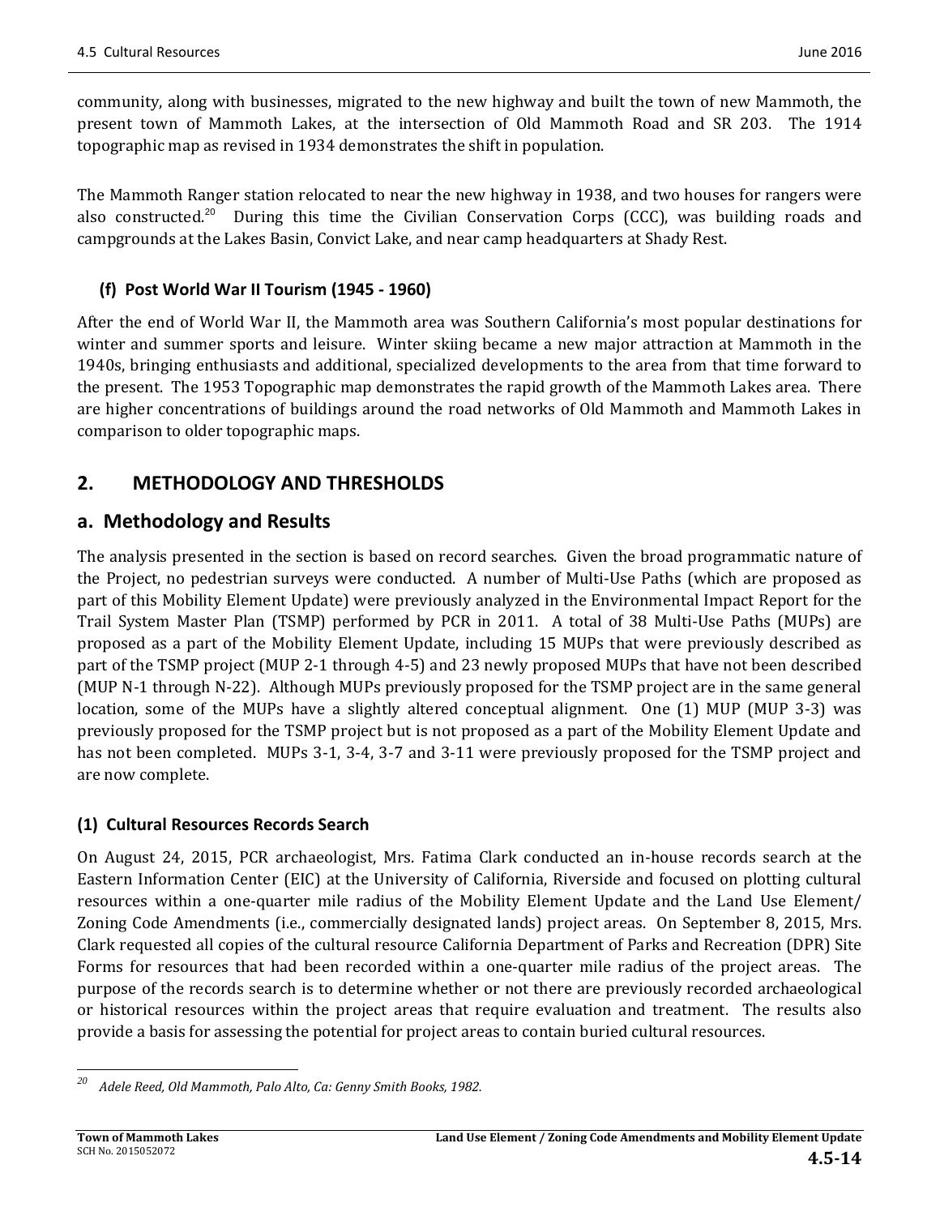community, along with businesses, migrated to the new highway and built the town of new Mammoth, the present town of Mammoth Lakes, at the intersection of Old Mammoth Road and SR 203. The 1914 topographic map as revised in 1934 demonstrates the shift in population.

The Mammoth Ranger station relocated to near the new highway in 1938, and two houses for rangers were also constructed.[20] During this time the Civilian Conservation Corps (CCC), was building roads and campgrounds at the Lakes Basin, Convict Lake, and near camp headquarters at Shady Rest.

### (f) Post World War II Tourism (1945 - 1960)

After the end of World War II, the Mammoth area was Southern California's most popular destinations for winter and summer sports and leisure. Winter skiing became a new major attraction at Mammoth in the 1940s, bringing enthusiasts and additional, specialized developments to the area from that time forward to the present. The 1953 Topographic map demonstrates the rapid growth of the Mammoth Lakes area. There are higher concentrations of buildings around the road networks of Old Mammoth and Mammoth Lakes in comparison to older topographic maps.

## 2. METHODOLOGY AND THRESHOLDS

## a. Methodology and Results

The analysis presented in the section is based on record searches. Given the broad programmatic nature of the Project, no pedestrian surveys were conducted. A number of Multi-Use Paths (which are proposed as part of this Mobility Element Update) were previously analyzed in the Environmental Impact Report for the Trail System Master Plan (TSMP) performed by PCR in 2011. A total of 38 Multi-Use Paths (MUPs) are proposed as a part of the Mobility Element Update, including 15 MUPs that were previously described as part of the TSMP project (MUP 2-1 through 4-5) and 23 newly proposed MUPs that have not been described (MUP N-1 through N-22). Although MUPs previously proposed for the TSMP project are in the same general location, some of the MUPs have a slightly altered conceptual alignment. One (1) MUP (MUP 3-3) was previously proposed for the TSMP project but is not proposed as a part of the Mobility Element Update and has not been completed. MUPs 3-1, 3-4, 3-7 and 3-11 were previously proposed for the TSMP project and are now complete.

### (1) Cultural Resources Records Search

On August 24, 2015, PCR archaeologist, Mrs. Fatima Clark conducted an in-house records search at the Eastern Information Center (EIC) at the University of California, Riverside and focused on plotting cultural resources within a one-quarter mile radius of the Mobility Element Update and the Land Use Element/ Zoning Code Amendments (i.e., commercially designated lands) project areas. On September 8, 2015, Mrs. Clark requested all copies of the cultural resource California Department of Parks and Recreation (DPR) Site Forms for resources that had been recorded within a one-quarter mile radius of the project areas. The purpose of the records search is to determine whether or not there are previously recorded archaeological or historical resources within the project areas that require evaluation and treatment. The results also provide a basis for assessing the potential for project areas to contain buried cultural resources.

---

[20] *Adele Reed, Old Mammoth, Palo Alto, Ca: Genny Smith Books, 1982.*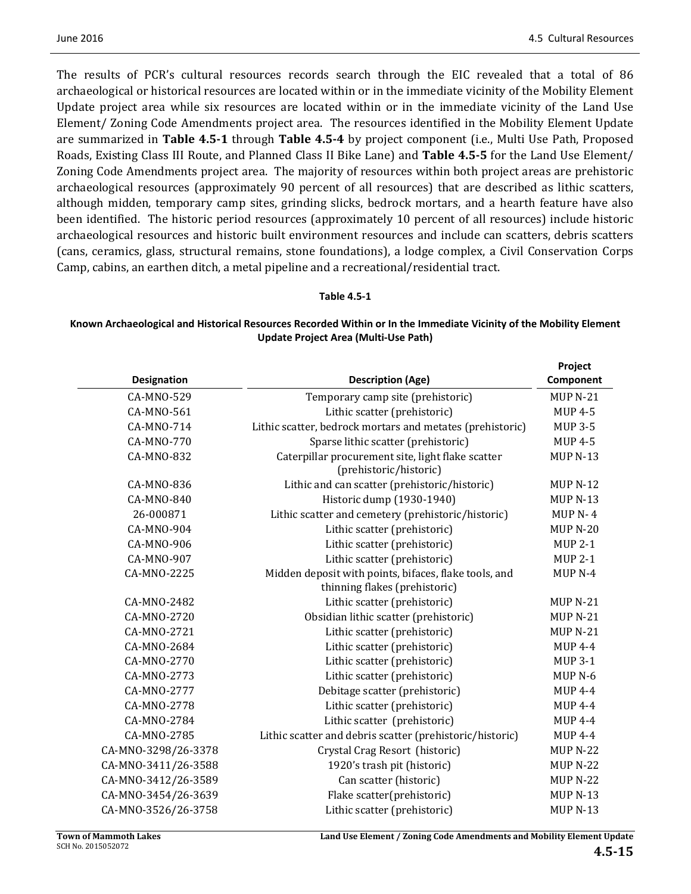The results of PCR's cultural resources records search through the EIC revealed that a total of 86 archaeological or historical resources are located within or in the immediate vicinity of the Mobility Element Update project area while six resources are located within or in the immediate vicinity of the Land Use Element/ Zoning Code Amendments project area. The resources identified in the Mobility Element Update are summarized in **Table 4.5-1** through **Table 4.5-4** by project component (i.e., Multi Use Path, Proposed Roads, Existing Class III Route, and Planned Class II Bike Lane) and **Table 4.5-5** for the Land Use Element/ Zoning Code Amendments project area. The majority of resources within both project areas are prehistoric archaeological resources (approximately 90 percent of all resources) that are described as lithic scatters, although midden, temporary camp sites, grinding slicks, bedrock mortars, and a hearth feature have also been identified. The historic period resources (approximately 10 percent of all resources) include historic archaeological resources and historic built environment resources and include can scatters, debris scatters (cans, ceramics, glass, structural remains, stone foundations), a lodge complex, a Civil Conservation Corps Camp, cabins, an earthen ditch, a metal pipeline and a recreational/residential tract.

**Table 4.5-1**

**Known Archaeological and Historical Resources Recorded Within or In the Immediate Vicinity of the Mobility Element Update Project Area (Multi-Use Path)**

| Designation | Description (Age) | Project Component |
|---|---|---|
| CA-MNO-529 | Temporary camp site (prehistoric) | MUP N-21 |
| CA-MNO-561 | Lithic scatter (prehistoric) | MUP 4-5 |
| CA-MNO-714 | Lithic scatter, bedrock mortars and metates (prehistoric) | MUP 3-5 |
| CA-MNO-770 | Sparse lithic scatter (prehistoric) | MUP 4-5 |
| CA-MNO-832 | Caterpillar procurement site, light flake scatter (prehistoric/historic) | MUP N-13 |
| CA-MNO-836 | Lithic and can scatter (prehistoric/historic) | MUP N-12 |
| CA-MNO-840 | Historic dump (1930-1940) | MUP N-13 |
| 26-000871 | Lithic scatter and cemetery (prehistoric/historic) | MUP N- 4 |
| CA-MNO-904 | Lithic scatter (prehistoric) | MUP N-20 |
| CA-MNO-906 | Lithic scatter (prehistoric) | MUP 2-1 |
| CA-MNO-907 | Lithic scatter (prehistoric) | MUP 2-1 |
| CA-MNO-2225 | Midden deposit with points, bifaces, flake tools, and thinning flakes (prehistoric) | MUP N-4 |
| CA-MNO-2482 | Lithic scatter (prehistoric) | MUP N-21 |
| CA-MNO-2720 | Obsidian lithic scatter (prehistoric) | MUP N-21 |
| CA-MNO-2721 | Lithic scatter (prehistoric) | MUP N-21 |
| CA-MNO-2684 | Lithic scatter (prehistoric) | MUP 4-4 |
| CA-MNO-2770 | Lithic scatter (prehistoric) | MUP 3-1 |
| CA-MNO-2773 | Lithic scatter (prehistoric) | MUP N-6 |
| CA-MNO-2777 | Debitage scatter (prehistoric) | MUP 4-4 |
| CA-MNO-2778 | Lithic scatter (prehistoric) | MUP 4-4 |
| CA-MNO-2784 | Lithic scatter (prehistoric) | MUP 4-4 |
| CA-MNO-2785 | Lithic scatter and debris scatter (prehistoric/historic) | MUP 4-4 |
| CA-MNO-3298/26-3378 | Crystal Crag Resort (historic) | MUP N-22 |
| CA-MNO-3411/26-3588 | 1920's trash pit (historic) | MUP N-22 |
| CA-MNO-3412/26-3589 | Can scatter (historic) | MUP N-22 |
| CA-MNO-3454/26-3639 | Flake scatter(prehistoric) | MUP N-13 |
| CA-MNO-3526/26-3758 | Lithic scatter (prehistoric) | MUP N-13 |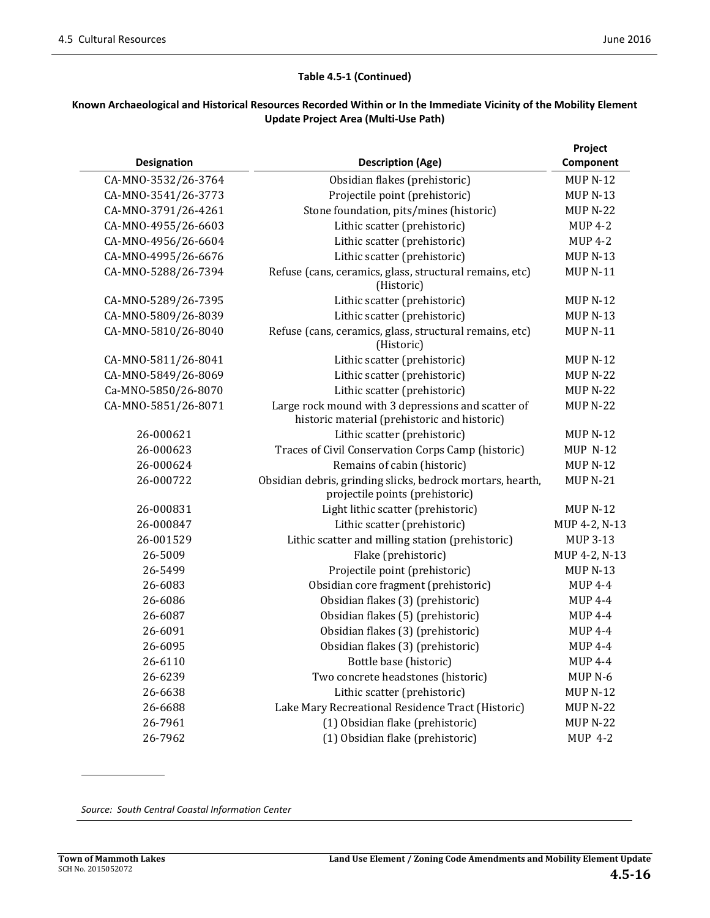**Table 4.5-1 (Continued)**

**Known Archaeological and Historical Resources Recorded Within or In the Immediate Vicinity of the Mobility Element Update Project Area (Multi-Use Path)**

| Designation | Description (Age) | Project Component |
|---|---|---|
| CA-MNO-3532/26-3764 | Obsidian flakes (prehistoric) | MUP N-12 |
| CA-MNO-3541/26-3773 | Projectile point (prehistoric) | MUP N-13 |
| CA-MNO-3791/26-4261 | Stone foundation, pits/mines (historic) | MUP N-22 |
| CA-MNO-4955/26-6603 | Lithic scatter (prehistoric) | MUP 4-2 |
| CA-MNO-4956/26-6604 | Lithic scatter (prehistoric) | MUP 4-2 |
| CA-MNO-4995/26-6676 | Lithic scatter (prehistoric) | MUP N-13 |
| CA-MNO-5288/26-7394 | Refuse (cans, ceramics, glass, structural remains, etc) (Historic) | MUP N-11 |
| CA-MNO-5289/26-7395 | Lithic scatter (prehistoric) | MUP N-12 |
| CA-MNO-5809/26-8039 | Lithic scatter (prehistoric) | MUP N-13 |
| CA-MNO-5810/26-8040 | Refuse (cans, ceramics, glass, structural remains, etc) (Historic) | MUP N-11 |
| CA-MNO-5811/26-8041 | Lithic scatter (prehistoric) | MUP N-12 |
| CA-MNO-5849/26-8069 | Lithic scatter (prehistoric) | MUP N-22 |
| Ca-MNO-5850/26-8070 | Lithic scatter (prehistoric) | MUP N-22 |
| CA-MNO-5851/26-8071 | Large rock mound with 3 depressions and scatter of historic material (prehistoric and historic) | MUP N-22 |
| 26-000621 | Lithic scatter (prehistoric) | MUP N-12 |
| 26-000623 | Traces of Civil Conservation Corps Camp (historic) | MUP N-12 |
| 26-000624 | Remains of cabin (historic) | MUP N-12 |
| 26-000722 | Obsidian debris, grinding slicks, bedrock mortars, hearth, projectile points (prehistoric) | MUP N-21 |
| 26-000831 | Light lithic scatter (prehistoric) | MUP N-12 |
| 26-000847 | Lithic scatter (prehistoric) | MUP 4-2, N-13 |
| 26-001529 | Lithic scatter and milling station (prehistoric) | MUP 3-13 |
| 26-5009 | Flake (prehistoric) | MUP 4-2, N-13 |
| 26-5499 | Projectile point (prehistoric) | MUP N-13 |
| 26-6083 | Obsidian core fragment (prehistoric) | MUP 4-4 |
| 26-6086 | Obsidian flakes (3) (prehistoric) | MUP 4-4 |
| 26-6087 | Obsidian flakes (5) (prehistoric) | MUP 4-4 |
| 26-6091 | Obsidian flakes (3) (prehistoric) | MUP 4-4 |
| 26-6095 | Obsidian flakes (3) (prehistoric) | MUP 4-4 |
| 26-6110 | Bottle base (historic) | MUP 4-4 |
| 26-6239 | Two concrete headstones (historic) | MUP N-6 |
| 26-6638 | Lithic scatter (prehistoric) | MUP N-12 |
| 26-6688 | Lake Mary Recreational Residence Tract (Historic) | MUP N-22 |
| 26-7961 | (1) Obsidian flake (prehistoric) | MUP N-22 |
| 26-7962 | (1) Obsidian flake (prehistoric) | MUP 4-2 |

*Source: South Central Coastal Information Center*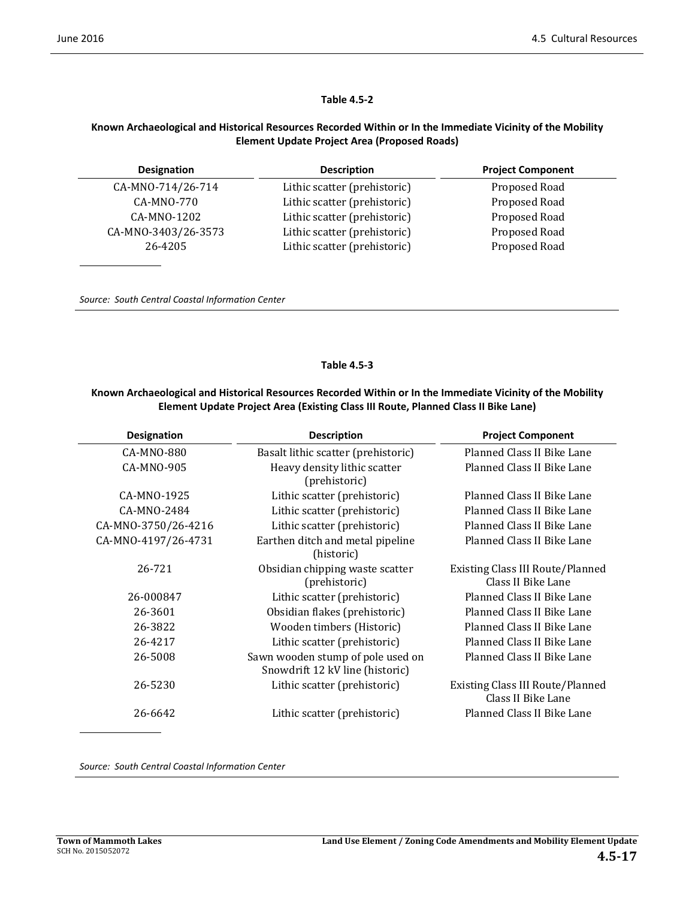**Table 4.5-2**

**Known Archaeological and Historical Resources Recorded Within or In the Immediate Vicinity of the Mobility Element Update Project Area (Proposed Roads)**

| Designation | Description | Project Component |
|---|---|---|
| CA-MNO-714/26-714 | Lithic scatter (prehistoric) | Proposed Road |
| CA-MNO-770 | Lithic scatter (prehistoric) | Proposed Road |
| CA-MNO-1202 | Lithic scatter (prehistoric) | Proposed Road |
| CA-MNO-3403/26-3573 | Lithic scatter (prehistoric) | Proposed Road |
| 26-4205 | Lithic scatter (prehistoric) | Proposed Road |

*Source: South Central Coastal Information Center*

**Table 4.5-3**

**Known Archaeological and Historical Resources Recorded Within or In the Immediate Vicinity of the Mobility Element Update Project Area (Existing Class III Route, Planned Class II Bike Lane)**

| Designation | Description | Project Component |
|---|---|---|
| CA-MNO-880 | Basalt lithic scatter (prehistoric) | Planned Class II Bike Lane |
| CA-MNO-905 | Heavy density lithic scatter (prehistoric) | Planned Class II Bike Lane |
| CA-MNO-1925 | Lithic scatter (prehistoric) | Planned Class II Bike Lane |
| CA-MNO-2484 | Lithic scatter (prehistoric) | Planned Class II Bike Lane |
| CA-MNO-3750/26-4216 | Lithic scatter (prehistoric) | Planned Class II Bike Lane |
| CA-MNO-4197/26-4731 | Earthen ditch and metal pipeline (historic) | Planned Class II Bike Lane |
| 26-721 | Obsidian chipping waste scatter (prehistoric) | Existing Class III Route/Planned Class II Bike Lane |
| 26-000847 | Lithic scatter (prehistoric) | Planned Class II Bike Lane |
| 26-3601 | Obsidian flakes (prehistoric) | Planned Class II Bike Lane |
| 26-3822 | Wooden timbers (Historic) | Planned Class II Bike Lane |
| 26-4217 | Lithic scatter (prehistoric) | Planned Class II Bike Lane |
| 26-5008 | Sawn wooden stump of pole used on Snowdrift 12 kV line (historic) | Planned Class II Bike Lane |
| 26-5230 | Lithic scatter (prehistoric) | Existing Class III Route/Planned Class II Bike Lane |
| 26-6642 | Lithic scatter (prehistoric) | Planned Class II Bike Lane |

*Source: South Central Coastal Information Center*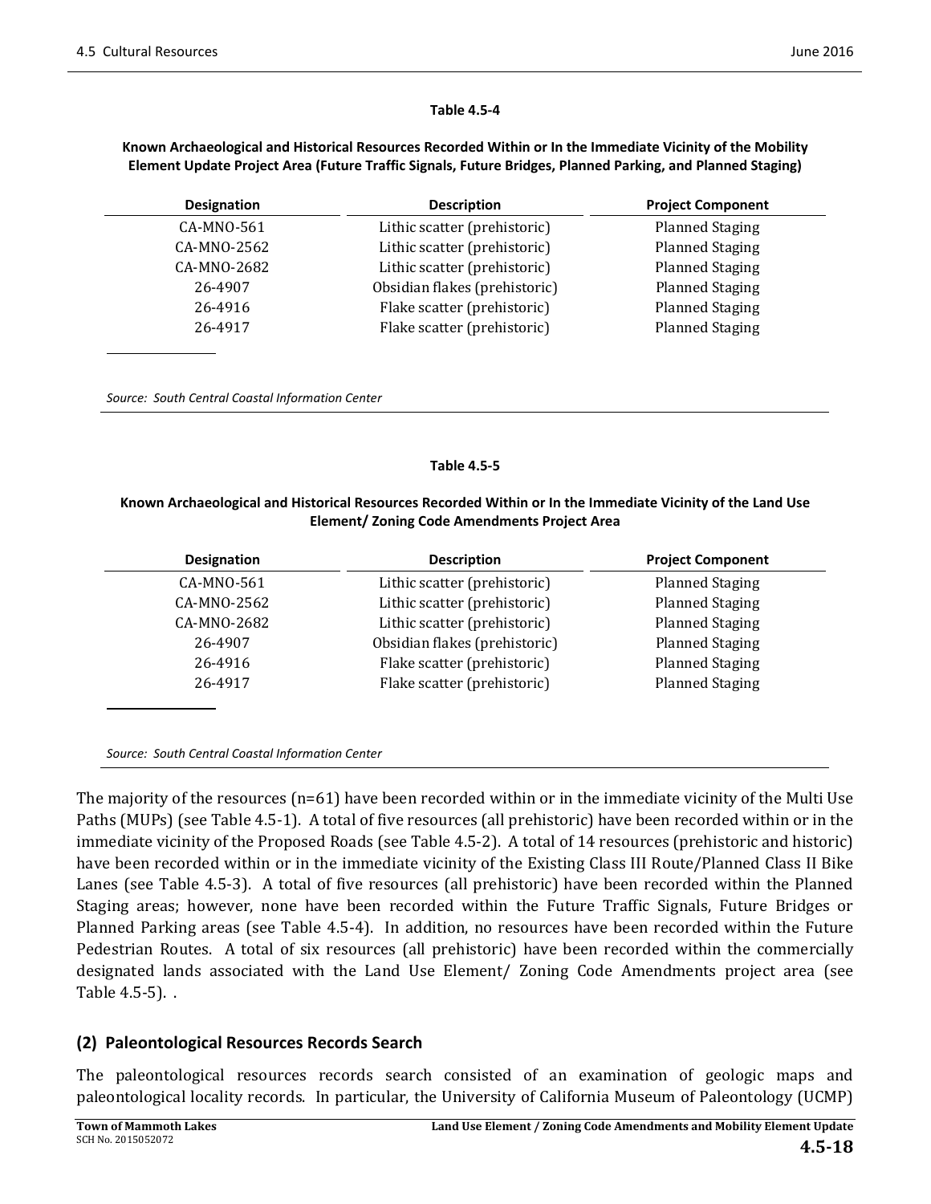**Table 4.5-4**

**Known Archaeological and Historical Resources Recorded Within or In the Immediate Vicinity of the Mobility Element Update Project Area (Future Traffic Signals, Future Bridges, Planned Parking, and Planned Staging)**

| Designation | Description | Project Component |
|---|---|---|
| CA-MNO-561 | Lithic scatter (prehistoric) | Planned Staging |
| CA-MNO-2562 | Lithic scatter (prehistoric) | Planned Staging |
| CA-MNO-2682 | Lithic scatter (prehistoric) | Planned Staging |
| 26-4907 | Obsidian flakes (prehistoric) | Planned Staging |
| 26-4916 | Flake scatter (prehistoric) | Planned Staging |
| 26-4917 | Flake scatter (prehistoric) | Planned Staging |

*Source: South Central Coastal Information Center*

**Table 4.5-5**

**Known Archaeological and Historical Resources Recorded Within or In the Immediate Vicinity of the Land Use Element/ Zoning Code Amendments Project Area**

| Designation | Description | Project Component |
|---|---|---|
| CA-MNO-561 | Lithic scatter (prehistoric) | Planned Staging |
| CA-MNO-2562 | Lithic scatter (prehistoric) | Planned Staging |
| CA-MNO-2682 | Lithic scatter (prehistoric) | Planned Staging |
| 26-4907 | Obsidian flakes (prehistoric) | Planned Staging |
| 26-4916 | Flake scatter (prehistoric) | Planned Staging |
| 26-4917 | Flake scatter (prehistoric) | Planned Staging |

*Source: South Central Coastal Information Center*

The majority of the resources (n=61) have been recorded within or in the immediate vicinity of the Multi Use Paths (MUPs) (see Table 4.5-1). A total of five resources (all prehistoric) have been recorded within or in the immediate vicinity of the Proposed Roads (see Table 4.5-2). A total of 14 resources (prehistoric and historic) have been recorded within or in the immediate vicinity of the Existing Class III Route/Planned Class II Bike Lanes (see Table 4.5-3). A total of five resources (all prehistoric) have been recorded within the Planned Staging areas; however, none have been recorded within the Future Traffic Signals, Future Bridges or Planned Parking areas (see Table 4.5-4). In addition, no resources have been recorded within the Future Pedestrian Routes. A total of six resources (all prehistoric) have been recorded within the commercially designated lands associated with the Land Use Element/ Zoning Code Amendments project area (see Table 4.5-5). .

## (2) Paleontological Resources Records Search

The paleontological resources records search consisted of an examination of geologic maps and paleontological locality records. In particular, the University of California Museum of Paleontology (UCMP)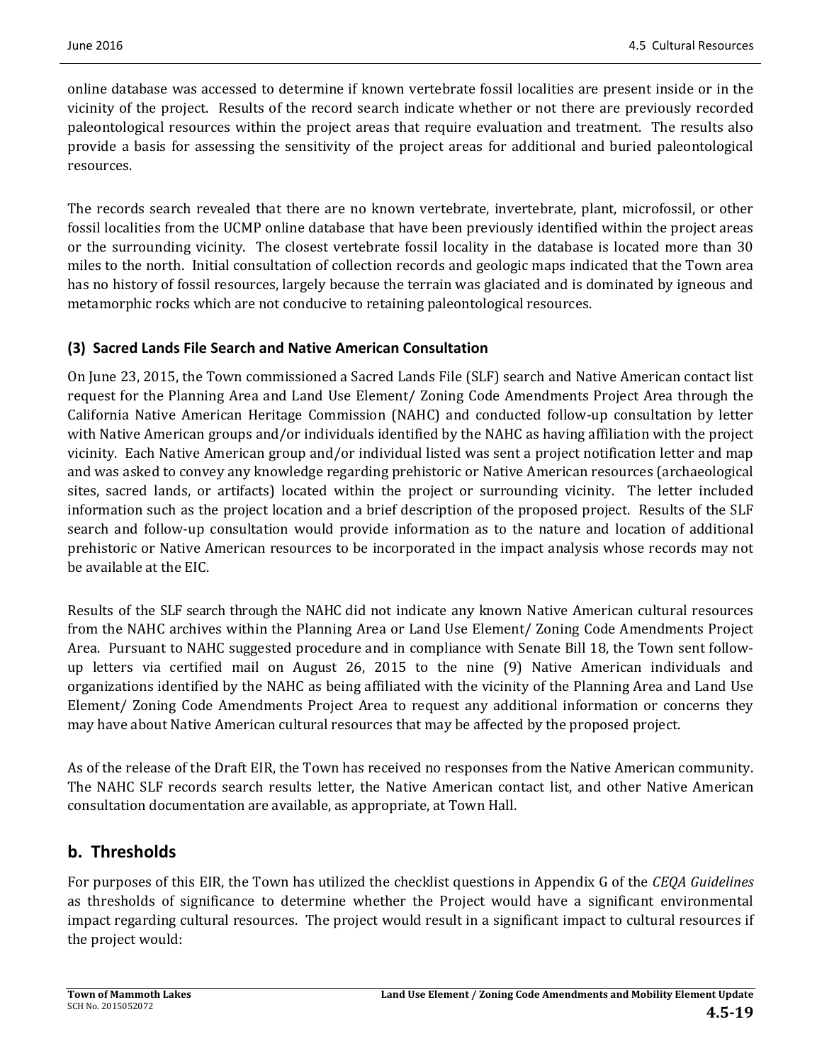online database was accessed to determine if known vertebrate fossil localities are present inside or in the vicinity of the project. Results of the record search indicate whether or not there are previously recorded paleontological resources within the project areas that require evaluation and treatment. The results also provide a basis for assessing the sensitivity of the project areas for additional and buried paleontological resources.

The records search revealed that there are no known vertebrate, invertebrate, plant, microfossil, or other fossil localities from the UCMP online database that have been previously identified within the project areas or the surrounding vicinity. The closest vertebrate fossil locality in the database is located more than 30 miles to the north. Initial consultation of collection records and geologic maps indicated that the Town area has no history of fossil resources, largely because the terrain was glaciated and is dominated by igneous and metamorphic rocks which are not conducive to retaining paleontological resources.

### (3) Sacred Lands File Search and Native American Consultation

On June 23, 2015, the Town commissioned a Sacred Lands File (SLF) search and Native American contact list request for the Planning Area and Land Use Element/ Zoning Code Amendments Project Area through the California Native American Heritage Commission (NAHC) and conducted follow-up consultation by letter with Native American groups and/or individuals identified by the NAHC as having affiliation with the project vicinity. Each Native American group and/or individual listed was sent a project notification letter and map and was asked to convey any knowledge regarding prehistoric or Native American resources (archaeological sites, sacred lands, or artifacts) located within the project or surrounding vicinity. The letter included information such as the project location and a brief description of the proposed project. Results of the SLF search and follow-up consultation would provide information as to the nature and location of additional prehistoric or Native American resources to be incorporated in the impact analysis whose records may not be available at the EIC.

Results of the SLF search through the NAHC did not indicate any known Native American cultural resources from the NAHC archives within the Planning Area or Land Use Element/ Zoning Code Amendments Project Area. Pursuant to NAHC suggested procedure and in compliance with Senate Bill 18, the Town sent follow-up letters via certified mail on August 26, 2015 to the nine (9) Native American individuals and organizations identified by the NAHC as being affiliated with the vicinity of the Planning Area and Land Use Element/ Zoning Code Amendments Project Area to request any additional information or concerns they may have about Native American cultural resources that may be affected by the proposed project.

As of the release of the Draft EIR, the Town has received no responses from the Native American community. The NAHC SLF records search results letter, the Native American contact list, and other Native American consultation documentation are available, as appropriate, at Town Hall.

## b. Thresholds

For purposes of this EIR, the Town has utilized the checklist questions in Appendix G of the *CEQA Guidelines* as thresholds of significance to determine whether the Project would have a significant environmental impact regarding cultural resources. The project would result in a significant impact to cultural resources if the project would: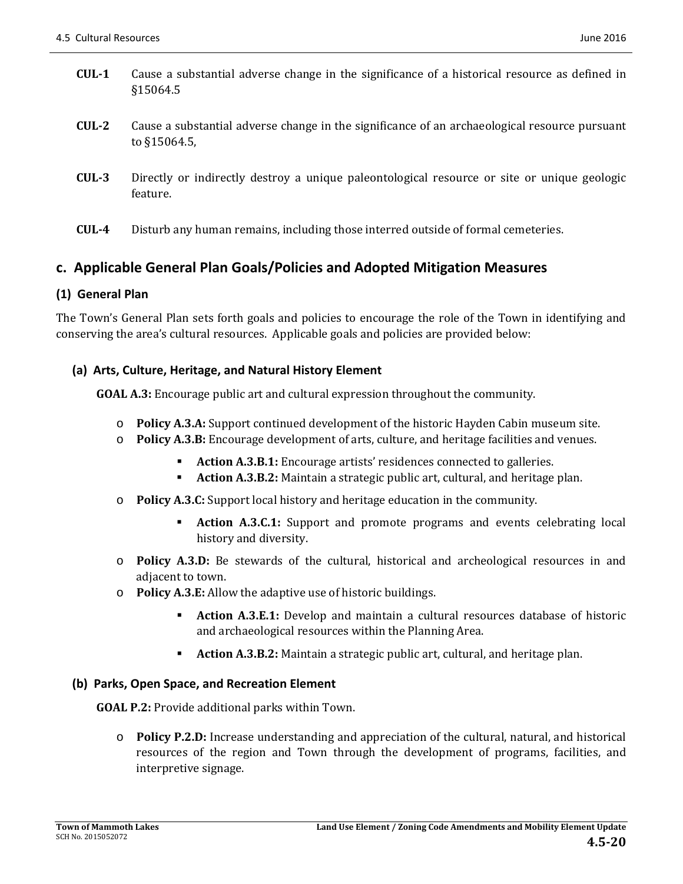**CUL-1** Cause a substantial adverse change in the significance of a historical resource as defined in §15064.5

**CUL-2** Cause a substantial adverse change in the significance of an archaeological resource pursuant to §15064.5,

**CUL-3** Directly or indirectly destroy a unique paleontological resource or site or unique geologic feature.

**CUL-4** Disturb any human remains, including those interred outside of formal cemeteries.

## c. Applicable General Plan Goals/Policies and Adopted Mitigation Measures

### (1) General Plan

The Town's General Plan sets forth goals and policies to encourage the role of the Town in identifying and conserving the area's cultural resources. Applicable goals and policies are provided below:

#### (a) Arts, Culture, Heritage, and Natural History Element

**GOAL A.3:** Encourage public art and cultural expression throughout the community.

- **Policy A.3.A:** Support continued development of the historic Hayden Cabin museum site.
- **Policy A.3.B:** Encourage development of arts, culture, and heritage facilities and venues.
  - **Action A.3.B.1:** Encourage artists' residences connected to galleries.
  - **Action A.3.B.2:** Maintain a strategic public art, cultural, and heritage plan.
- **Policy A.3.C:** Support local history and heritage education in the community.
  - **Action A.3.C.1:** Support and promote programs and events celebrating local history and diversity.
- **Policy A.3.D:** Be stewards of the cultural, historical and archeological resources in and adjacent to town.
- **Policy A.3.E:** Allow the adaptive use of historic buildings.
  - **Action A.3.E.1:** Develop and maintain a cultural resources database of historic and archaeological resources within the Planning Area.
  - **Action A.3.B.2:** Maintain a strategic public art, cultural, and heritage plan.

#### (b) Parks, Open Space, and Recreation Element

**GOAL P.2:** Provide additional parks within Town.

- **Policy P.2.D:** Increase understanding and appreciation of the cultural, natural, and historical resources of the region and Town through the development of programs, facilities, and interpretive signage.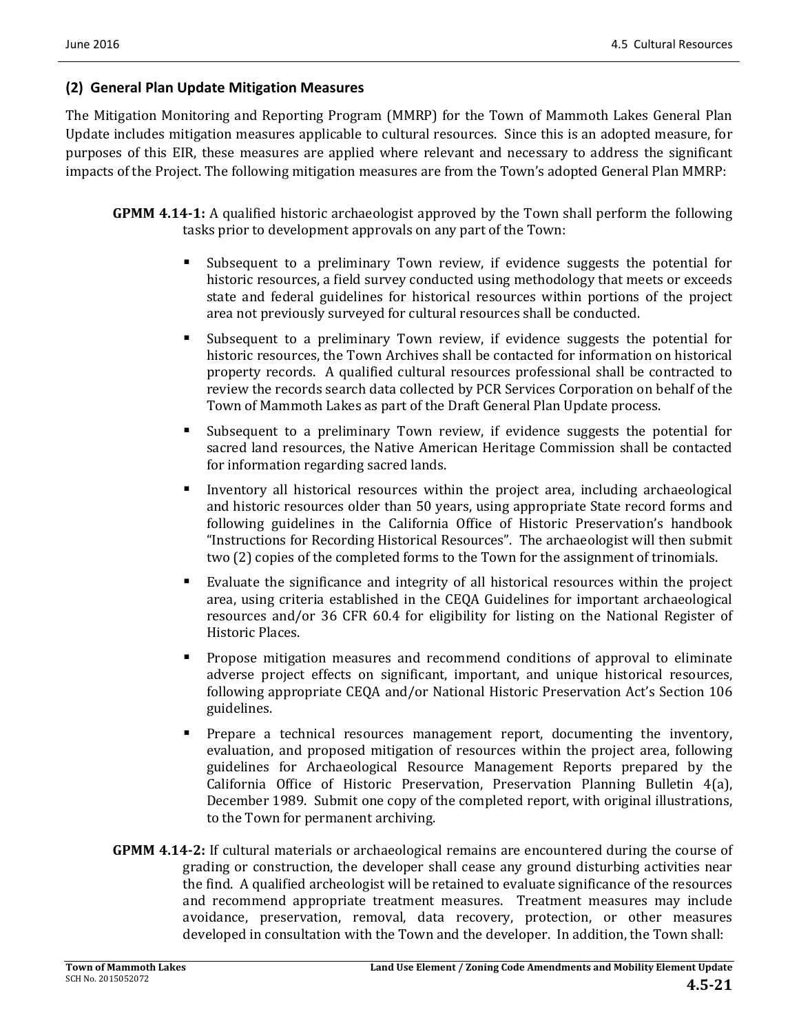## (2) General Plan Update Mitigation Measures

The Mitigation Monitoring and Reporting Program (MMRP) for the Town of Mammoth Lakes General Plan Update includes mitigation measures applicable to cultural resources. Since this is an adopted measure, for purposes of this EIR, these measures are applied where relevant and necessary to address the significant impacts of the Project. The following mitigation measures are from the Town's adopted General Plan MMRP:

**GPMM 4.14-1:** A qualified historic archaeologist approved by the Town shall perform the following tasks prior to development approvals on any part of the Town:

- Subsequent to a preliminary Town review, if evidence suggests the potential for historic resources, a field survey conducted using methodology that meets or exceeds state and federal guidelines for historical resources within portions of the project area not previously surveyed for cultural resources shall be conducted.
- Subsequent to a preliminary Town review, if evidence suggests the potential for historic resources, the Town Archives shall be contacted for information on historical property records. A qualified cultural resources professional shall be contracted to review the records search data collected by PCR Services Corporation on behalf of the Town of Mammoth Lakes as part of the Draft General Plan Update process.
- Subsequent to a preliminary Town review, if evidence suggests the potential for sacred land resources, the Native American Heritage Commission shall be contacted for information regarding sacred lands.
- Inventory all historical resources within the project area, including archaeological and historic resources older than 50 years, using appropriate State record forms and following guidelines in the California Office of Historic Preservation's handbook "Instructions for Recording Historical Resources". The archaeologist will then submit two (2) copies of the completed forms to the Town for the assignment of trinomials.
- Evaluate the significance and integrity of all historical resources within the project area, using criteria established in the CEQA Guidelines for important archaeological resources and/or 36 CFR 60.4 for eligibility for listing on the National Register of Historic Places.
- Propose mitigation measures and recommend conditions of approval to eliminate adverse project effects on significant, important, and unique historical resources, following appropriate CEQA and/or National Historic Preservation Act's Section 106 guidelines.
- Prepare a technical resources management report, documenting the inventory, evaluation, and proposed mitigation of resources within the project area, following guidelines for Archaeological Resource Management Reports prepared by the California Office of Historic Preservation, Preservation Planning Bulletin 4(a), December 1989. Submit one copy of the completed report, with original illustrations, to the Town for permanent archiving.

**GPMM 4.14-2:** If cultural materials or archaeological remains are encountered during the course of grading or construction, the developer shall cease any ground disturbing activities near the find. A qualified archeologist will be retained to evaluate significance of the resources and recommend appropriate treatment measures. Treatment measures may include avoidance, preservation, removal, data recovery, protection, or other measures developed in consultation with the Town and the developer. In addition, the Town shall: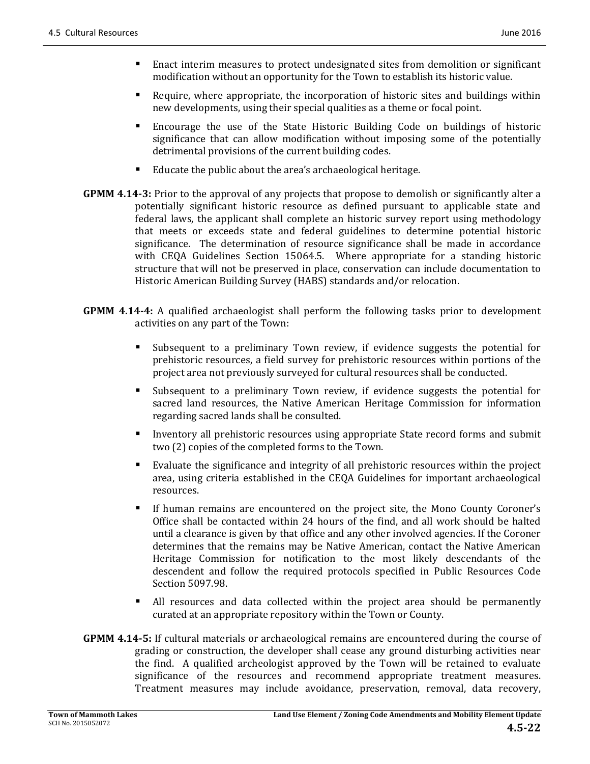- Enact interim measures to protect undesignated sites from demolition or significant modification without an opportunity for the Town to establish its historic value.
- Require, where appropriate, the incorporation of historic sites and buildings within new developments, using their special qualities as a theme or focal point.
- Encourage the use of the State Historic Building Code on buildings of historic significance that can allow modification without imposing some of the potentially detrimental provisions of the current building codes.
- Educate the public about the area's archaeological heritage.

**GPMM 4.14-3:** Prior to the approval of any projects that propose to demolish or significantly alter a potentially significant historic resource as defined pursuant to applicable state and federal laws, the applicant shall complete an historic survey report using methodology that meets or exceeds state and federal guidelines to determine potential historic significance. The determination of resource significance shall be made in accordance with CEQA Guidelines Section 15064.5. Where appropriate for a standing historic structure that will not be preserved in place, conservation can include documentation to Historic American Building Survey (HABS) standards and/or relocation.

**GPMM 4.14-4:** A qualified archaeologist shall perform the following tasks prior to development activities on any part of the Town:

- Subsequent to a preliminary Town review, if evidence suggests the potential for prehistoric resources, a field survey for prehistoric resources within portions of the project area not previously surveyed for cultural resources shall be conducted.
- Subsequent to a preliminary Town review, if evidence suggests the potential for sacred land resources, the Native American Heritage Commission for information regarding sacred lands shall be consulted.
- Inventory all prehistoric resources using appropriate State record forms and submit two (2) copies of the completed forms to the Town.
- Evaluate the significance and integrity of all prehistoric resources within the project area, using criteria established in the CEQA Guidelines for important archaeological resources.
- If human remains are encountered on the project site, the Mono County Coroner's Office shall be contacted within 24 hours of the find, and all work should be halted until a clearance is given by that office and any other involved agencies. If the Coroner determines that the remains may be Native American, contact the Native American Heritage Commission for notification to the most likely descendants of the descendent and follow the required protocols specified in Public Resources Code Section 5097.98.
- All resources and data collected within the project area should be permanently curated at an appropriate repository within the Town or County.

**GPMM 4.14-5:** If cultural materials or archaeological remains are encountered during the course of grading or construction, the developer shall cease any ground disturbing activities near the find. A qualified archeologist approved by the Town will be retained to evaluate significance of the resources and recommend appropriate treatment measures. Treatment measures may include avoidance, preservation, removal, data recovery,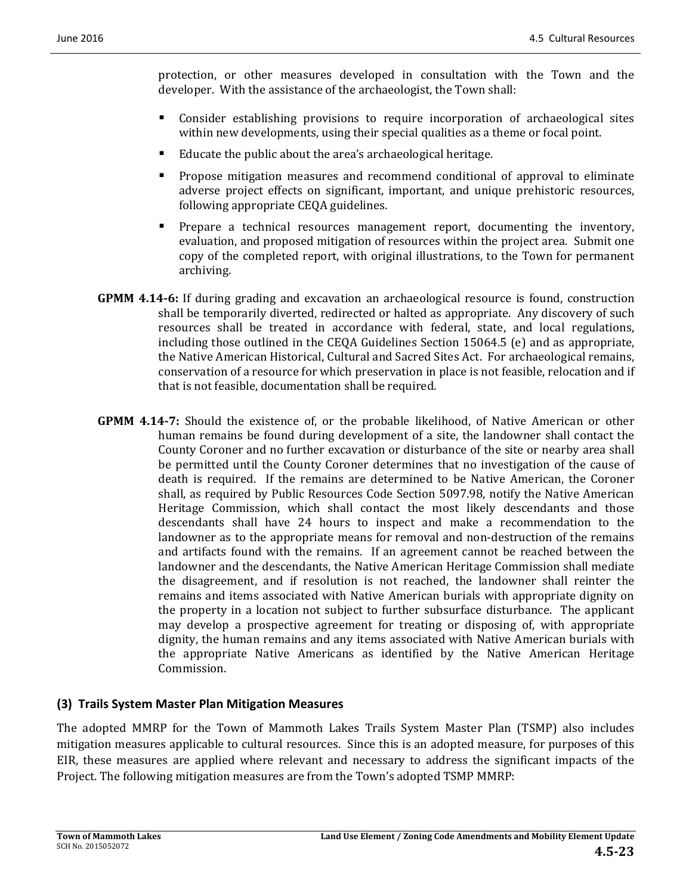protection, or other measures developed in consultation with the Town and the developer. With the assistance of the archaeologist, the Town shall:

- Consider establishing provisions to require incorporation of archaeological sites within new developments, using their special qualities as a theme or focal point.
- Educate the public about the area's archaeological heritage.
- Propose mitigation measures and recommend conditional of approval to eliminate adverse project effects on significant, important, and unique prehistoric resources, following appropriate CEQA guidelines.
- Prepare a technical resources management report, documenting the inventory, evaluation, and proposed mitigation of resources within the project area. Submit one copy of the completed report, with original illustrations, to the Town for permanent archiving.

**GPMM 4.14-6:** If during grading and excavation an archaeological resource is found, construction shall be temporarily diverted, redirected or halted as appropriate. Any discovery of such resources shall be treated in accordance with federal, state, and local regulations, including those outlined in the CEQA Guidelines Section 15064.5 (e) and as appropriate, the Native American Historical, Cultural and Sacred Sites Act. For archaeological remains, conservation of a resource for which preservation in place is not feasible, relocation and if that is not feasible, documentation shall be required.

**GPMM 4.14-7:** Should the existence of, or the probable likelihood, of Native American or other human remains be found during development of a site, the landowner shall contact the County Coroner and no further excavation or disturbance of the site or nearby area shall be permitted until the County Coroner determines that no investigation of the cause of death is required. If the remains are determined to be Native American, the Coroner shall, as required by Public Resources Code Section 5097.98, notify the Native American Heritage Commission, which shall contact the most likely descendants and those descendants shall have 24 hours to inspect and make a recommendation to the landowner as to the appropriate means for removal and non-destruction of the remains and artifacts found with the remains. If an agreement cannot be reached between the landowner and the descendants, the Native American Heritage Commission shall mediate the disagreement, and if resolution is not reached, the landowner shall reinter the remains and items associated with Native American burials with appropriate dignity on the property in a location not subject to further subsurface disturbance. The applicant may develop a prospective agreement for treating or disposing of, with appropriate dignity, the human remains and any items associated with Native American burials with the appropriate Native Americans as identified by the Native American Heritage Commission.

### (3) Trails System Master Plan Mitigation Measures

The adopted MMRP for the Town of Mammoth Lakes Trails System Master Plan (TSMP) also includes mitigation measures applicable to cultural resources. Since this is an adopted measure, for purposes of this EIR, these measures are applied where relevant and necessary to address the significant impacts of the Project. The following mitigation measures are from the Town's adopted TSMP MMRP: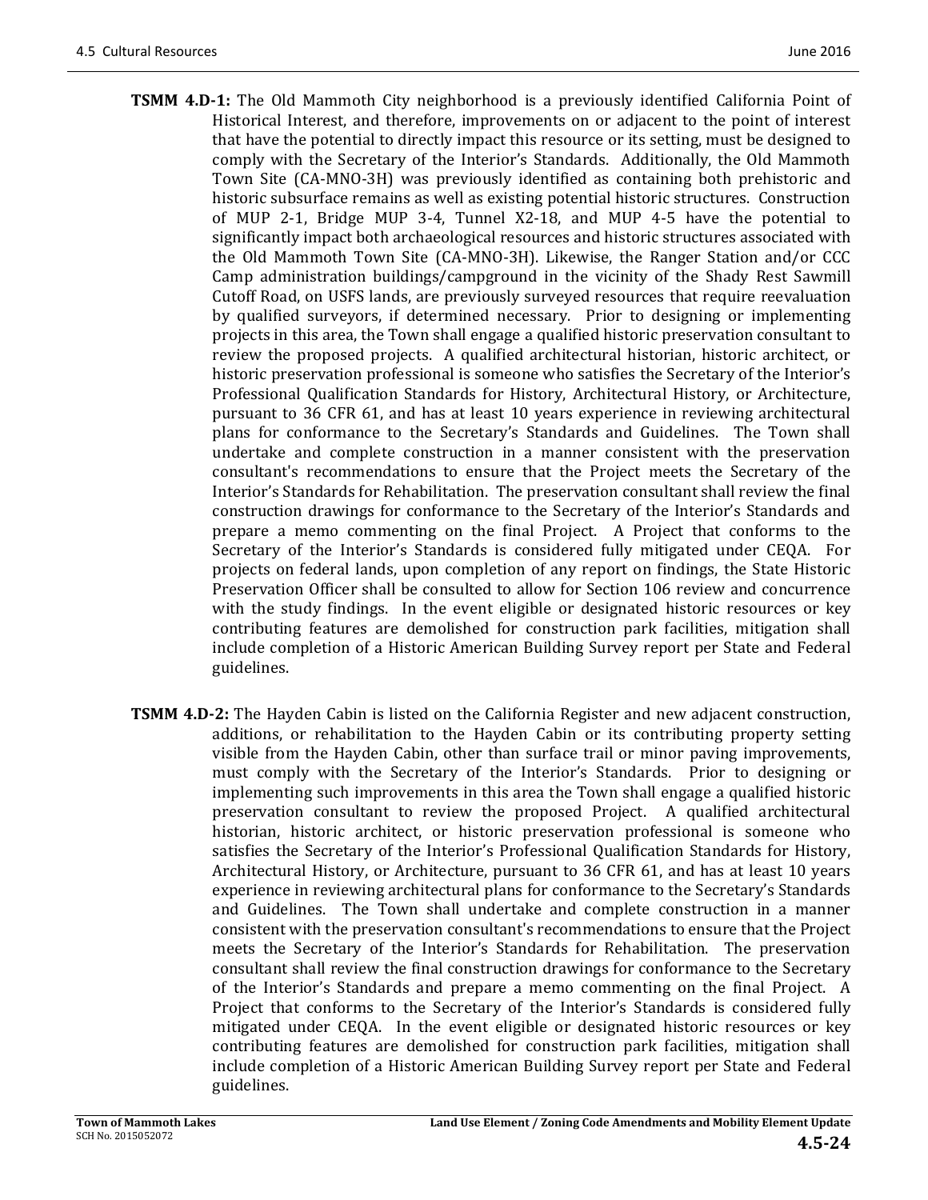**TSMM 4.D-1:** The Old Mammoth City neighborhood is a previously identified California Point of Historical Interest, and therefore, improvements on or adjacent to the point of interest that have the potential to directly impact this resource or its setting, must be designed to comply with the Secretary of the Interior's Standards. Additionally, the Old Mammoth Town Site (CA-MNO-3H) was previously identified as containing both prehistoric and historic subsurface remains as well as existing potential historic structures. Construction of MUP 2-1, Bridge MUP 3-4, Tunnel X2-18, and MUP 4-5 have the potential to significantly impact both archaeological resources and historic structures associated with the Old Mammoth Town Site (CA-MNO-3H). Likewise, the Ranger Station and/or CCC Camp administration buildings/campground in the vicinity of the Shady Rest Sawmill Cutoff Road, on USFS lands, are previously surveyed resources that require reevaluation by qualified surveyors, if determined necessary. Prior to designing or implementing projects in this area, the Town shall engage a qualified historic preservation consultant to review the proposed projects. A qualified architectural historian, historic architect, or historic preservation professional is someone who satisfies the Secretary of the Interior's Professional Qualification Standards for History, Architectural History, or Architecture, pursuant to 36 CFR 61, and has at least 10 years experience in reviewing architectural plans for conformance to the Secretary's Standards and Guidelines. The Town shall undertake and complete construction in a manner consistent with the preservation consultant's recommendations to ensure that the Project meets the Secretary of the Interior's Standards for Rehabilitation. The preservation consultant shall review the final construction drawings for conformance to the Secretary of the Interior's Standards and prepare a memo commenting on the final Project. A Project that conforms to the Secretary of the Interior's Standards is considered fully mitigated under CEQA. For projects on federal lands, upon completion of any report on findings, the State Historic Preservation Officer shall be consulted to allow for Section 106 review and concurrence with the study findings. In the event eligible or designated historic resources or key contributing features are demolished for construction park facilities, mitigation shall include completion of a Historic American Building Survey report per State and Federal guidelines.

**TSMM 4.D-2:** The Hayden Cabin is listed on the California Register and new adjacent construction, additions, or rehabilitation to the Hayden Cabin or its contributing property setting visible from the Hayden Cabin, other than surface trail or minor paving improvements, must comply with the Secretary of the Interior's Standards. Prior to designing or implementing such improvements in this area the Town shall engage a qualified historic preservation consultant to review the proposed Project. A qualified architectural historian, historic architect, or historic preservation professional is someone who satisfies the Secretary of the Interior's Professional Qualification Standards for History, Architectural History, or Architecture, pursuant to 36 CFR 61, and has at least 10 years experience in reviewing architectural plans for conformance to the Secretary's Standards and Guidelines. The Town shall undertake and complete construction in a manner consistent with the preservation consultant's recommendations to ensure that the Project meets the Secretary of the Interior's Standards for Rehabilitation. The preservation consultant shall review the final construction drawings for conformance to the Secretary of the Interior's Standards and prepare a memo commenting on the final Project. A Project that conforms to the Secretary of the Interior's Standards is considered fully mitigated under CEQA. In the event eligible or designated historic resources or key contributing features are demolished for construction park facilities, mitigation shall include completion of a Historic American Building Survey report per State and Federal guidelines.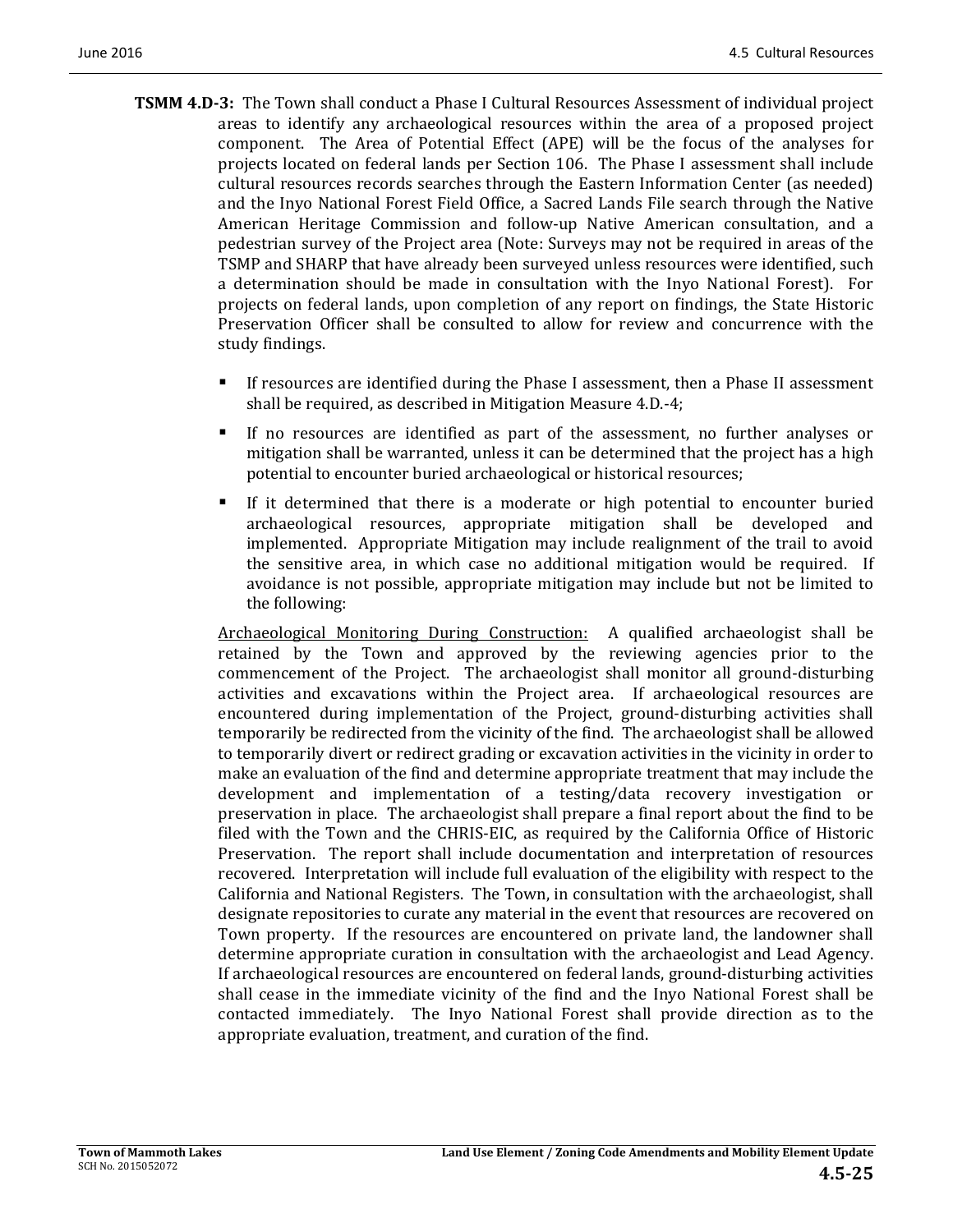**TSMM 4.D-3:** The Town shall conduct a Phase I Cultural Resources Assessment of individual project areas to identify any archaeological resources within the area of a proposed project component. The Area of Potential Effect (APE) will be the focus of the analyses for projects located on federal lands per Section 106. The Phase I assessment shall include cultural resources records searches through the Eastern Information Center (as needed) and the Inyo National Forest Field Office, a Sacred Lands File search through the Native American Heritage Commission and follow-up Native American consultation, and a pedestrian survey of the Project area (Note: Surveys may not be required in areas of the TSMP and SHARP that have already been surveyed unless resources were identified, such a determination should be made in consultation with the Inyo National Forest). For projects on federal lands, upon completion of any report on findings, the State Historic Preservation Officer shall be consulted to allow for review and concurrence with the study findings.

- If resources are identified during the Phase I assessment, then a Phase II assessment shall be required, as described in Mitigation Measure 4.D.-4;
- If no resources are identified as part of the assessment, no further analyses or mitigation shall be warranted, unless it can be determined that the project has a high potential to encounter buried archaeological or historical resources;
- If it determined that there is a moderate or high potential to encounter buried archaeological resources, appropriate mitigation shall be developed and implemented. Appropriate Mitigation may include realignment of the trail to avoid the sensitive area, in which case no additional mitigation would be required. If avoidance is not possible, appropriate mitigation may include but not be limited to the following:

<u>Archaeological Monitoring During Construction:</u> A qualified archaeologist shall be retained by the Town and approved by the reviewing agencies prior to the commencement of the Project. The archaeologist shall monitor all ground-disturbing activities and excavations within the Project area. If archaeological resources are encountered during implementation of the Project, ground-disturbing activities shall temporarily be redirected from the vicinity of the find. The archaeologist shall be allowed to temporarily divert or redirect grading or excavation activities in the vicinity in order to make an evaluation of the find and determine appropriate treatment that may include the development and implementation of a testing/data recovery investigation or preservation in place. The archaeologist shall prepare a final report about the find to be filed with the Town and the CHRIS-EIC, as required by the California Office of Historic Preservation. The report shall include documentation and interpretation of resources recovered. Interpretation will include full evaluation of the eligibility with respect to the California and National Registers. The Town, in consultation with the archaeologist, shall designate repositories to curate any material in the event that resources are recovered on Town property. If the resources are encountered on private land, the landowner shall determine appropriate curation in consultation with the archaeologist and Lead Agency. If archaeological resources are encountered on federal lands, ground-disturbing activities shall cease in the immediate vicinity of the find and the Inyo National Forest shall be contacted immediately. The Inyo National Forest shall provide direction as to the appropriate evaluation, treatment, and curation of the find.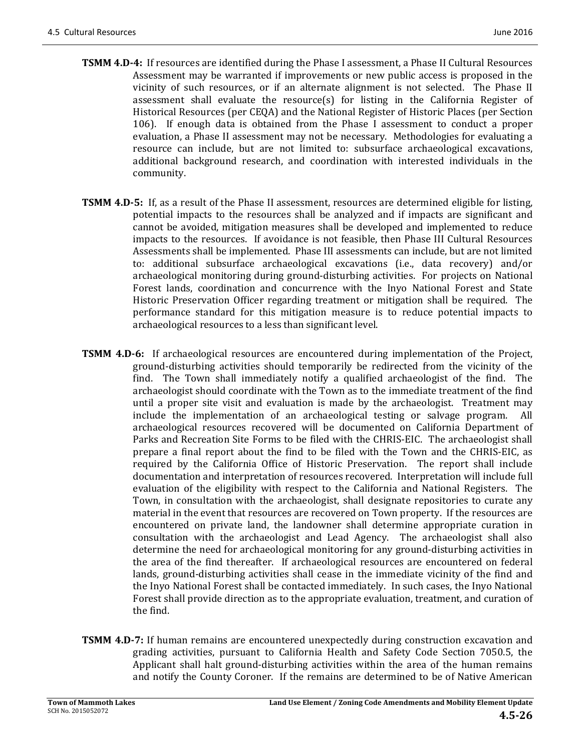**TSMM 4.D-4:** If resources are identified during the Phase I assessment, a Phase II Cultural Resources Assessment may be warranted if improvements or new public access is proposed in the vicinity of such resources, or if an alternate alignment is not selected. The Phase II assessment shall evaluate the resource(s) for listing in the California Register of Historical Resources (per CEQA) and the National Register of Historic Places (per Section 106). If enough data is obtained from the Phase I assessment to conduct a proper evaluation, a Phase II assessment may not be necessary. Methodologies for evaluating a resource can include, but are not limited to: subsurface archaeological excavations, additional background research, and coordination with interested individuals in the community.

**TSMM 4.D-5:** If, as a result of the Phase II assessment, resources are determined eligible for listing, potential impacts to the resources shall be analyzed and if impacts are significant and cannot be avoided, mitigation measures shall be developed and implemented to reduce impacts to the resources. If avoidance is not feasible, then Phase III Cultural Resources Assessments shall be implemented. Phase III assessments can include, but are not limited to: additional subsurface archaeological excavations (i.e., data recovery) and/or archaeological monitoring during ground-disturbing activities. For projects on National Forest lands, coordination and concurrence with the Inyo National Forest and State Historic Preservation Officer regarding treatment or mitigation shall be required. The performance standard for this mitigation measure is to reduce potential impacts to archaeological resources to a less than significant level.

**TSMM 4.D-6:** If archaeological resources are encountered during implementation of the Project, ground-disturbing activities should temporarily be redirected from the vicinity of the find. The Town shall immediately notify a qualified archaeologist of the find. The archaeologist should coordinate with the Town as to the immediate treatment of the find until a proper site visit and evaluation is made by the archaeologist. Treatment may include the implementation of an archaeological testing or salvage program. All archaeological resources recovered will be documented on California Department of Parks and Recreation Site Forms to be filed with the CHRIS-EIC. The archaeologist shall prepare a final report about the find to be filed with the Town and the CHRIS-EIC, as required by the California Office of Historic Preservation. The report shall include documentation and interpretation of resources recovered. Interpretation will include full evaluation of the eligibility with respect to the California and National Registers. The Town, in consultation with the archaeologist, shall designate repositories to curate any material in the event that resources are recovered on Town property. If the resources are encountered on private land, the landowner shall determine appropriate curation in consultation with the archaeologist and Lead Agency. The archaeologist shall also determine the need for archaeological monitoring for any ground-disturbing activities in the area of the find thereafter. If archaeological resources are encountered on federal lands, ground-disturbing activities shall cease in the immediate vicinity of the find and the Inyo National Forest shall be contacted immediately. In such cases, the Inyo National Forest shall provide direction as to the appropriate evaluation, treatment, and curation of the find.

**TSMM 4.D-7:** If human remains are encountered unexpectedly during construction excavation and grading activities, pursuant to California Health and Safety Code Section 7050.5, the Applicant shall halt ground-disturbing activities within the area of the human remains and notify the County Coroner. If the remains are determined to be of Native American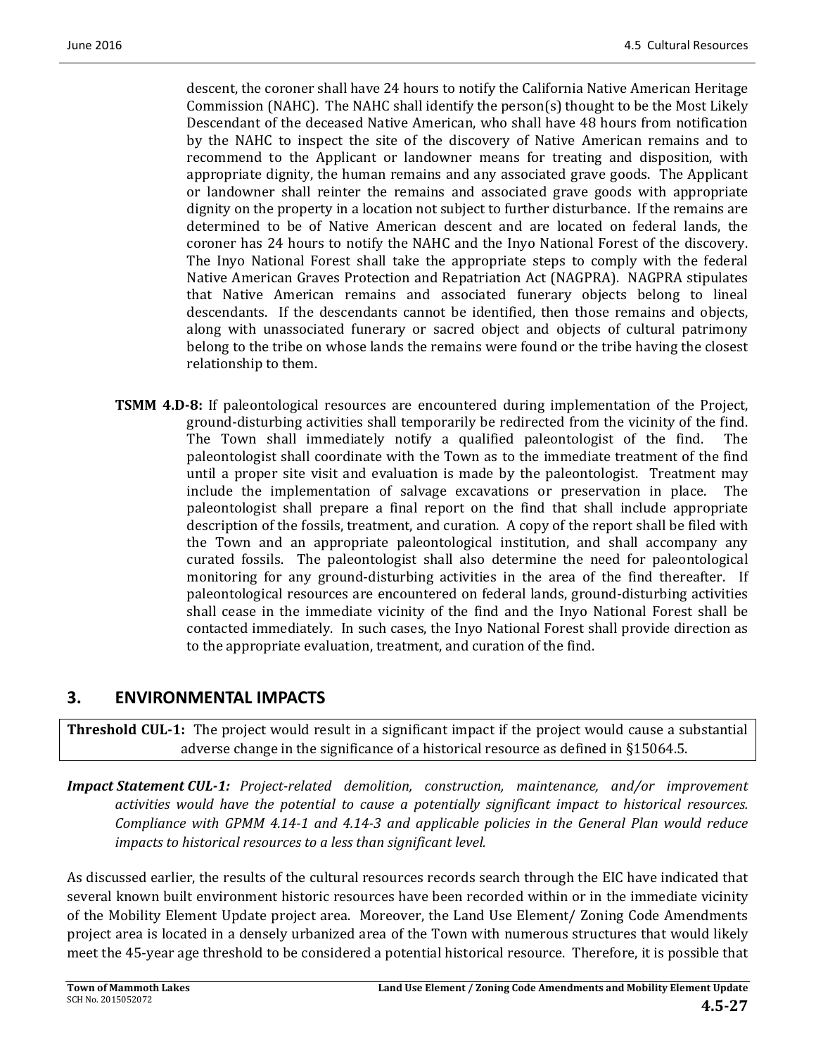descent, the coroner shall have 24 hours to notify the California Native American Heritage Commission (NAHC). The NAHC shall identify the person(s) thought to be the Most Likely Descendant of the deceased Native American, who shall have 48 hours from notification by the NAHC to inspect the site of the discovery of Native American remains and to recommend to the Applicant or landowner means for treating and disposition, with appropriate dignity, the human remains and any associated grave goods. The Applicant or landowner shall reinter the remains and associated grave goods with appropriate dignity on the property in a location not subject to further disturbance. If the remains are determined to be of Native American descent and are located on federal lands, the coroner has 24 hours to notify the NAHC and the Inyo National Forest of the discovery. The Inyo National Forest shall take the appropriate steps to comply with the federal Native American Graves Protection and Repatriation Act (NAGPRA). NAGPRA stipulates that Native American remains and associated funerary objects belong to lineal descendants. If the descendants cannot be identified, then those remains and objects, along with unassociated funerary or sacred object and objects of cultural patrimony belong to the tribe on whose lands the remains were found or the tribe having the closest relationship to them.

**TSMM 4.D-8:** If paleontological resources are encountered during implementation of the Project, ground-disturbing activities shall temporarily be redirected from the vicinity of the find. The Town shall immediately notify a qualified paleontologist of the find. The paleontologist shall coordinate with the Town as to the immediate treatment of the find until a proper site visit and evaluation is made by the paleontologist. Treatment may include the implementation of salvage excavations or preservation in place. The paleontologist shall prepare a final report on the find that shall include appropriate description of the fossils, treatment, and curation. A copy of the report shall be filed with the Town and an appropriate paleontological institution, and shall accompany any curated fossils. The paleontologist shall also determine the need for paleontological monitoring for any ground-disturbing activities in the area of the find thereafter. If paleontological resources are encountered on federal lands, ground-disturbing activities shall cease in the immediate vicinity of the find and the Inyo National Forest shall be contacted immediately. In such cases, the Inyo National Forest shall provide direction as to the appropriate evaluation, treatment, and curation of the find.

## 3. ENVIRONMENTAL IMPACTS

**Threshold CUL-1:** The project would result in a significant impact if the project would cause a substantial adverse change in the significance of a historical resource as defined in §15064.5.

***Impact Statement CUL-1:*** *Project-related demolition, construction, maintenance, and/or improvement activities would have the potential to cause a potentially significant impact to historical resources. Compliance with GPMM 4.14-1 and 4.14-3 and applicable policies in the General Plan would reduce impacts to historical resources to a less than significant level.*

As discussed earlier, the results of the cultural resources records search through the EIC have indicated that several known built environment historic resources have been recorded within or in the immediate vicinity of the Mobility Element Update project area. Moreover, the Land Use Element/ Zoning Code Amendments project area is located in a densely urbanized area of the Town with numerous structures that would likely meet the 45-year age threshold to be considered a potential historical resource. Therefore, it is possible that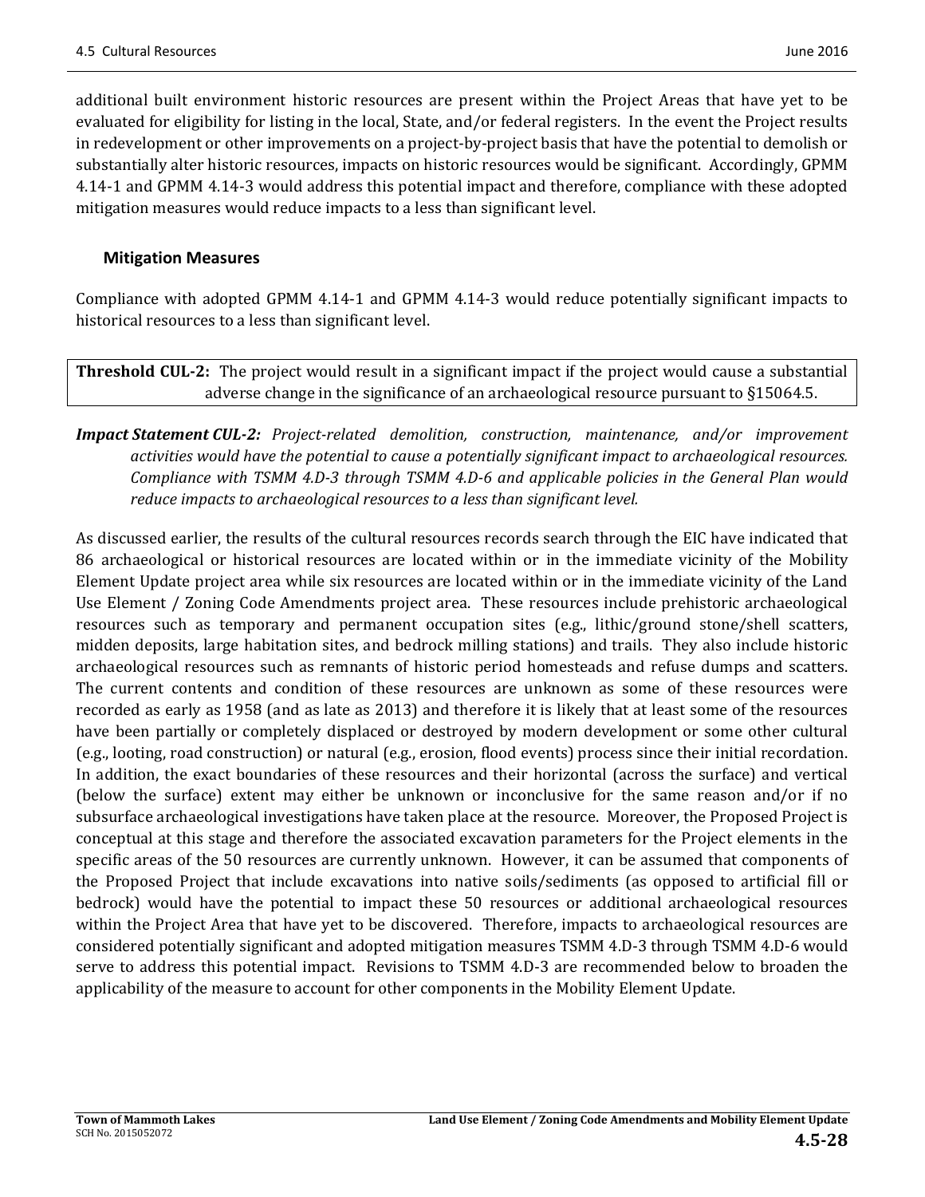additional built environment historic resources are present within the Project Areas that have yet to be evaluated for eligibility for listing in the local, State, and/or federal registers. In the event the Project results in redevelopment or other improvements on a project-by-project basis that have the potential to demolish or substantially alter historic resources, impacts on historic resources would be significant. Accordingly, GPMM 4.14-1 and GPMM 4.14-3 would address this potential impact and therefore, compliance with these adopted mitigation measures would reduce impacts to a less than significant level.

### Mitigation Measures

Compliance with adopted GPMM 4.14-1 and GPMM 4.14-3 would reduce potentially significant impacts to historical resources to a less than significant level.

**Threshold CUL-2:** The project would result in a significant impact if the project would cause a substantial adverse change in the significance of an archaeological resource pursuant to §15064.5.

***Impact Statement CUL-2:*** *Project-related demolition, construction, maintenance, and/or improvement activities would have the potential to cause a potentially significant impact to archaeological resources. Compliance with TSMM 4.D-3 through TSMM 4.D-6 and applicable policies in the General Plan would reduce impacts to archaeological resources to a less than significant level.*

As discussed earlier, the results of the cultural resources records search through the EIC have indicated that 86 archaeological or historical resources are located within or in the immediate vicinity of the Mobility Element Update project area while six resources are located within or in the immediate vicinity of the Land Use Element / Zoning Code Amendments project area. These resources include prehistoric archaeological resources such as temporary and permanent occupation sites (e.g., lithic/ground stone/shell scatters, midden deposits, large habitation sites, and bedrock milling stations) and trails. They also include historic archaeological resources such as remnants of historic period homesteads and refuse dumps and scatters. The current contents and condition of these resources are unknown as some of these resources were recorded as early as 1958 (and as late as 2013) and therefore it is likely that at least some of the resources have been partially or completely displaced or destroyed by modern development or some other cultural (e.g., looting, road construction) or natural (e.g., erosion, flood events) process since their initial recordation. In addition, the exact boundaries of these resources and their horizontal (across the surface) and vertical (below the surface) extent may either be unknown or inconclusive for the same reason and/or if no subsurface archaeological investigations have taken place at the resource. Moreover, the Proposed Project is conceptual at this stage and therefore the associated excavation parameters for the Project elements in the specific areas of the 50 resources are currently unknown. However, it can be assumed that components of the Proposed Project that include excavations into native soils/sediments (as opposed to artificial fill or bedrock) would have the potential to impact these 50 resources or additional archaeological resources within the Project Area that have yet to be discovered. Therefore, impacts to archaeological resources are considered potentially significant and adopted mitigation measures TSMM 4.D-3 through TSMM 4.D-6 would serve to address this potential impact. Revisions to TSMM 4.D-3 are recommended below to broaden the applicability of the measure to account for other components in the Mobility Element Update.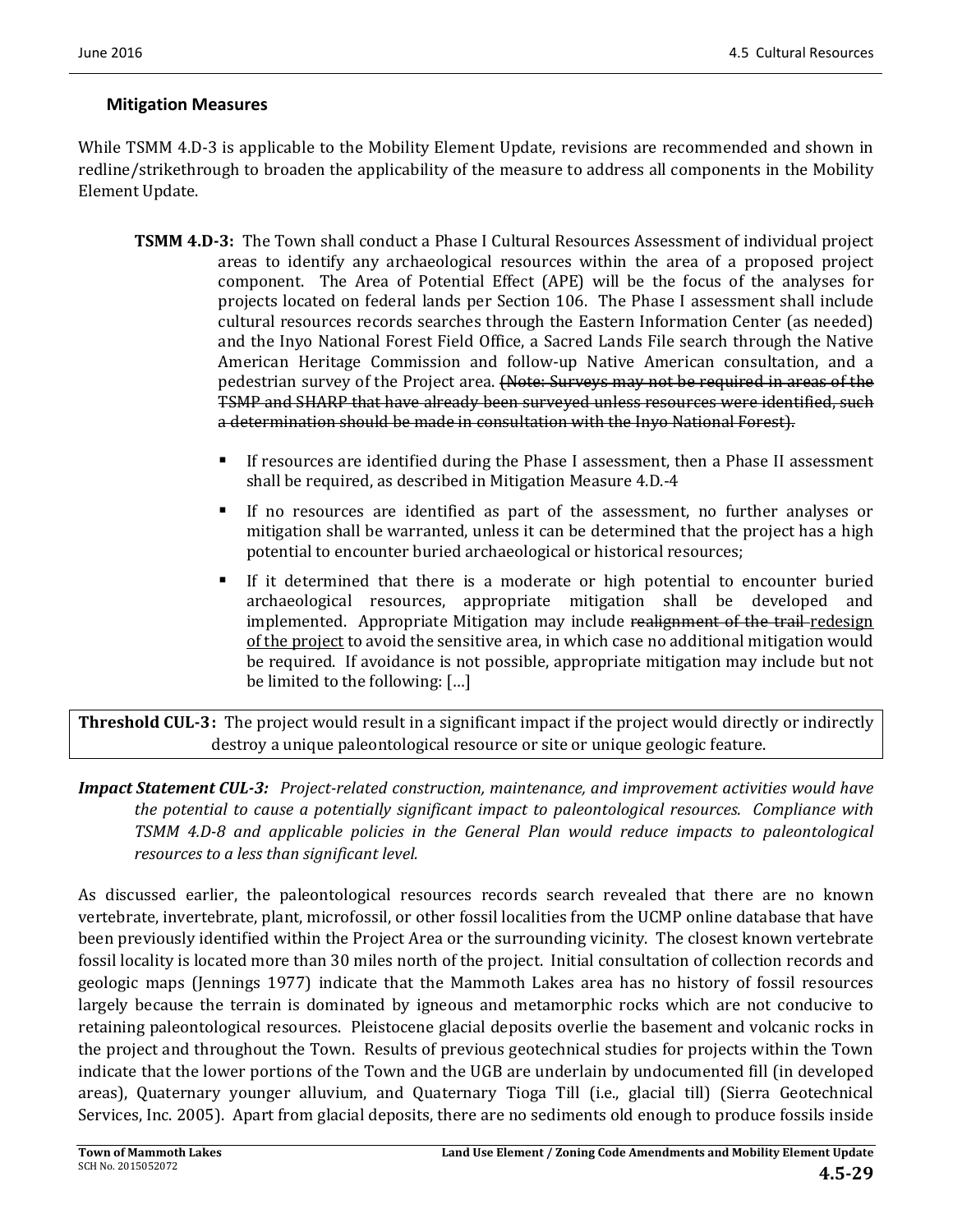### Mitigation Measures

While TSMM 4.D-3 is applicable to the Mobility Element Update, revisions are recommended and shown in redline/strikethrough to broaden the applicability of the measure to address all components in the Mobility Element Update.

> **TSMM 4.D-3:** The Town shall conduct a Phase I Cultural Resources Assessment of individual project areas to identify any archaeological resources within the area of a proposed project component. The Area of Potential Effect (APE) will be the focus of the analyses for projects located on federal lands per Section 106. The Phase I assessment shall include cultural resources records searches through the Eastern Information Center (as needed) and the Inyo National Forest Field Office, a Sacred Lands File search through the Native American Heritage Commission and follow-up Native American consultation, and a pedestrian survey of the Project area. ~~(Note: Surveys may not be required in areas of the TSMP and SHARP that have already been surveyed unless resources were identified, such a determination should be made in consultation with the Inyo National Forest).~~
>
> - If resources are identified during the Phase I assessment, then a Phase II assessment shall be required, as described in Mitigation Measure 4.D.-4
> - If no resources are identified as part of the assessment, no further analyses or mitigation shall be warranted, unless it can be determined that the project has a high potential to encounter buried archaeological or historical resources;
> - If it determined that there is a moderate or high potential to encounter buried archaeological resources, appropriate mitigation shall be developed and implemented. Appropriate Mitigation may include ~~realignment of the trail~~ <u>redesign of the project</u> to avoid the sensitive area, in which case no additional mitigation would be required. If avoidance is not possible, appropriate mitigation may include but not be limited to the following: […]

| **Threshold CUL-3:** The project would result in a significant impact if the project would directly or indirectly destroy a unique paleontological resource or site or unique geologic feature. |
|---|

***Impact Statement CUL-3:*** *Project-related construction, maintenance, and improvement activities would have the potential to cause a potentially significant impact to paleontological resources. Compliance with TSMM 4.D-8 and applicable policies in the General Plan would reduce impacts to paleontological resources to a less than significant level.*

As discussed earlier, the paleontological resources records search revealed that there are no known vertebrate, invertebrate, plant, microfossil, or other fossil localities from the UCMP online database that have been previously identified within the Project Area or the surrounding vicinity. The closest known vertebrate fossil locality is located more than 30 miles north of the project. Initial consultation of collection records and geologic maps (Jennings 1977) indicate that the Mammoth Lakes area has no history of fossil resources largely because the terrain is dominated by igneous and metamorphic rocks which are not conducive to retaining paleontological resources. Pleistocene glacial deposits overlie the basement and volcanic rocks in the project and throughout the Town. Results of previous geotechnical studies for projects within the Town indicate that the lower portions of the Town and the UGB are underlain by undocumented fill (in developed areas), Quaternary younger alluvium, and Quaternary Tioga Till (i.e., glacial till) (Sierra Geotechnical Services, Inc. 2005). Apart from glacial deposits, there are no sediments old enough to produce fossils inside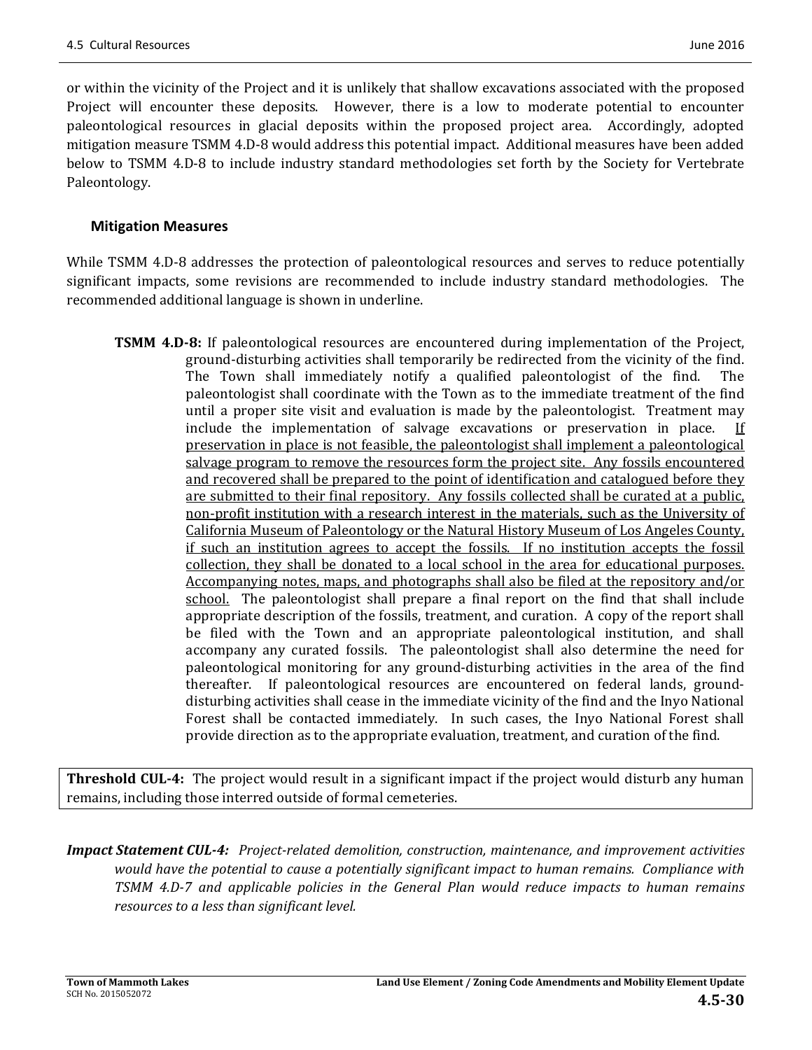or within the vicinity of the Project and it is unlikely that shallow excavations associated with the proposed Project will encounter these deposits. However, there is a low to moderate potential to encounter paleontological resources in glacial deposits within the proposed project area. Accordingly, adopted mitigation measure TSMM 4.D-8 would address this potential impact. Additional measures have been added below to TSMM 4.D-8 to include industry standard methodologies set forth by the Society for Vertebrate Paleontology.

### Mitigation Measures

While TSMM 4.D-8 addresses the protection of paleontological resources and serves to reduce potentially significant impacts, some revisions are recommended to include industry standard methodologies. The recommended additional language is shown in underline.

**TSMM 4.D-8:** If paleontological resources are encountered during implementation of the Project, ground-disturbing activities shall temporarily be redirected from the vicinity of the find. The Town shall immediately notify a qualified paleontologist of the find. The paleontologist shall coordinate with the Town as to the immediate treatment of the find until a proper site visit and evaluation is made by the paleontologist. Treatment may include the implementation of salvage excavations or preservation in place. <u>If preservation in place is not feasible, the paleontologist shall implement a paleontological salvage program to remove the resources form the project site. Any fossils encountered and recovered shall be prepared to the point of identification and catalogued before they are submitted to their final repository. Any fossils collected shall be curated at a public, non-profit institution with a research interest in the materials, such as the University of California Museum of Paleontology or the Natural History Museum of Los Angeles County, if such an institution agrees to accept the fossils. If no institution accepts the fossil collection, they shall be donated to a local school in the area for educational purposes. Accompanying notes, maps, and photographs shall also be filed at the repository and/or school.</u> The paleontologist shall prepare a final report on the find that shall include appropriate description of the fossils, treatment, and curation. A copy of the report shall be filed with the Town and an appropriate paleontological institution, and shall accompany any curated fossils. The paleontologist shall also determine the need for paleontological monitoring for any ground-disturbing activities in the area of the find thereafter. If paleontological resources are encountered on federal lands, ground-disturbing activities shall cease in the immediate vicinity of the find and the Inyo National Forest shall be contacted immediately. In such cases, the Inyo National Forest shall provide direction as to the appropriate evaluation, treatment, and curation of the find.

**Threshold CUL-4:** The project would result in a significant impact if the project would disturb any human remains, including those interred outside of formal cemeteries.

***Impact Statement CUL-4:*** *Project-related demolition, construction, maintenance, and improvement activities would have the potential to cause a potentially significant impact to human remains. Compliance with TSMM 4.D-7 and applicable policies in the General Plan would reduce impacts to human remains resources to a less than significant level.*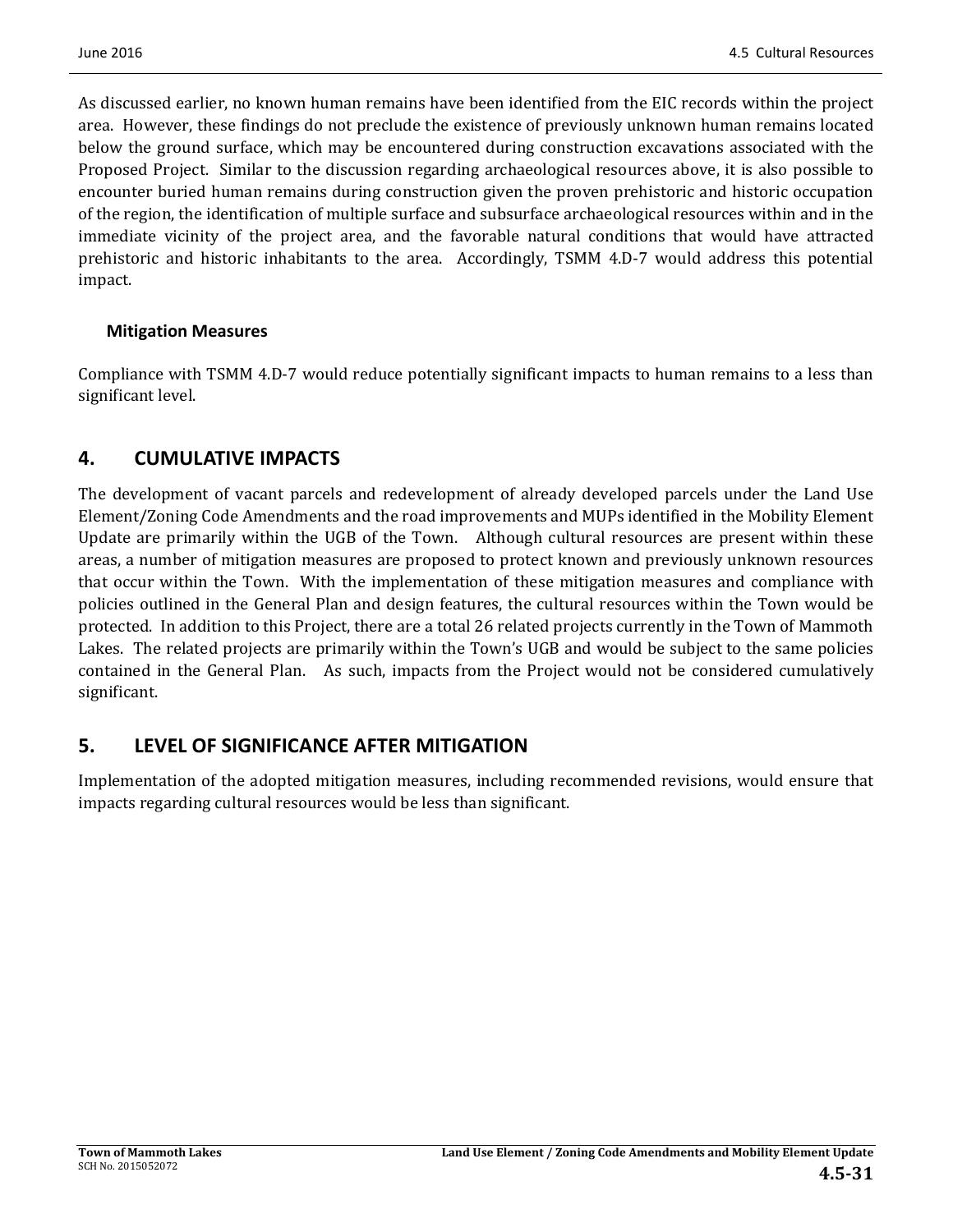As discussed earlier, no known human remains have been identified from the EIC records within the project area. However, these findings do not preclude the existence of previously unknown human remains located below the ground surface, which may be encountered during construction excavations associated with the Proposed Project. Similar to the discussion regarding archaeological resources above, it is also possible to encounter buried human remains during construction given the proven prehistoric and historic occupation of the region, the identification of multiple surface and subsurface archaeological resources within and in the immediate vicinity of the project area, and the favorable natural conditions that would have attracted prehistoric and historic inhabitants to the area. Accordingly, TSMM 4.D-7 would address this potential impact.

### Mitigation Measures

Compliance with TSMM 4.D-7 would reduce potentially significant impacts to human remains to a less than significant level.

## 4. CUMULATIVE IMPACTS

The development of vacant parcels and redevelopment of already developed parcels under the Land Use Element/Zoning Code Amendments and the road improvements and MUPs identified in the Mobility Element Update are primarily within the UGB of the Town. Although cultural resources are present within these areas, a number of mitigation measures are proposed to protect known and previously unknown resources that occur within the Town. With the implementation of these mitigation measures and compliance with policies outlined in the General Plan and design features, the cultural resources within the Town would be protected. In addition to this Project, there are a total 26 related projects currently in the Town of Mammoth Lakes. The related projects are primarily within the Town's UGB and would be subject to the same policies contained in the General Plan. As such, impacts from the Project would not be considered cumulatively significant.

## 5. LEVEL OF SIGNIFICANCE AFTER MITIGATION

Implementation of the adopted mitigation measures, including recommended revisions, would ensure that impacts regarding cultural resources would be less than significant.